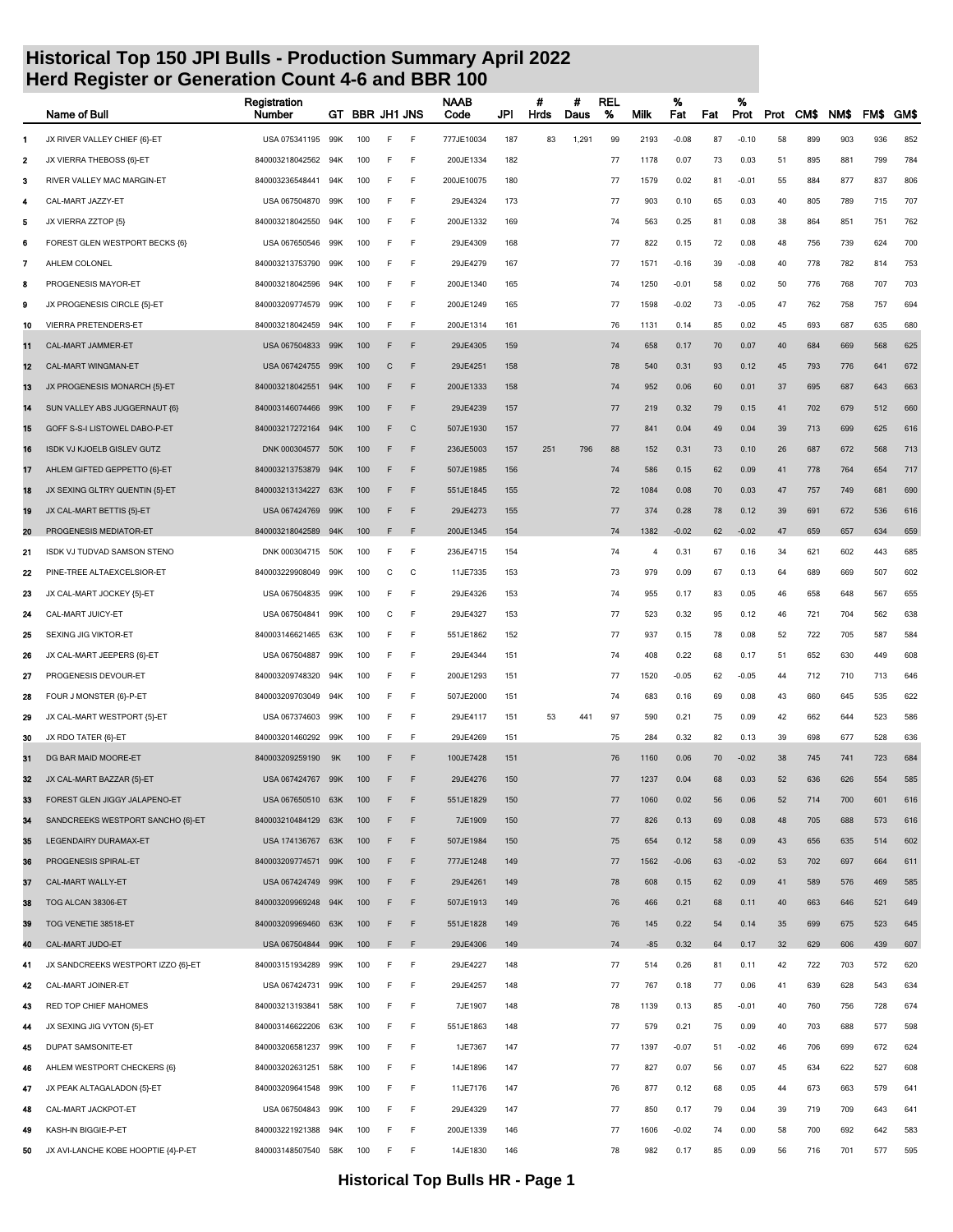# Historical Top 150 JPI Bulls - Production Summary April 2022
## Herd Register or Generation Count 4-6 and BBR 100

| | Name of Bull | Registration Number | GT | BBR | JH1 | JNS | NAAB Code | JPI | # Hrds | # Daus | REL % | Milk | % Fat | Fat | % Prot | Prot | CM$ | NM$ | FM$ | GM$ |
|---|---|---|---|---|---|---|---|---|---|---|---|---|---|---|---|---|---|---|---|---|
| 1 | JX RIVER VALLEY CHIEF {6}-ET | USA 075341195 | 99K | 100 | F | F | 777JE10034 | 187 | 83 | 1,291 | 99 | 2193 | -0.08 | 87 | -0.10 | 58 | 899 | 903 | 936 | 852 |
| 2 | JX VIERRA THEBOSS {6}-ET | 840003218042562 | 94K | 100 | F | F | 200JE1334 | 182 | | | 77 | 1178 | 0.07 | 73 | 0.03 | 51 | 895 | 881 | 799 | 784 |
| 3 | RIVER VALLEY MAC MARGIN-ET | 840003236548441 | 94K | 100 | F | F | 200JE10075 | 180 | | | 77 | 1579 | 0.02 | 81 | -0.01 | 55 | 884 | 877 | 837 | 806 |
| 4 | CAL-MART JAZZY-ET | USA 067504870 | 99K | 100 | F | F | 29JE4324 | 173 | | | 77 | 903 | 0.10 | 65 | 0.03 | 40 | 805 | 789 | 715 | 707 |
| 5 | JX VIERRA ZZTOP {5} | 840003218042550 | 94K | 100 | F | F | 200JE1332 | 169 | | | 74 | 563 | 0.25 | 81 | 0.08 | 38 | 864 | 851 | 751 | 762 |
| 6 | FOREST GLEN WESTPORT BECKS {6} | USA 067650546 | 99K | 100 | F | F | 29JE4309 | 168 | | | 77 | 822 | 0.15 | 72 | 0.08 | 48 | 756 | 739 | 624 | 700 |
| 7 | AHLEM COLONEL | 840003213753790 | 99K | 100 | F | F | 29JE4279 | 167 | | | 77 | 1571 | -0.16 | 39 | -0.08 | 40 | 778 | 782 | 814 | 753 |
| 8 | PROGENESIS MAYOR-ET | 840003218042596 | 94K | 100 | F | F | 200JE1340 | 165 | | | 74 | 1250 | -0.01 | 58 | 0.02 | 50 | 776 | 768 | 707 | 703 |
| 9 | JX PROGENESIS CIRCLE {5}-ET | 840003209774579 | 99K | 100 | F | F | 200JE1249 | 165 | | | 77 | 1598 | -0.02 | 73 | -0.05 | 47 | 762 | 758 | 757 | 694 |
| 10 | VIERRA PRETENDERS-ET | 840003218042459 | 94K | 100 | F | F | 200JE1314 | 161 | | | 76 | 1131 | 0.14 | 85 | 0.02 | 45 | 693 | 687 | 635 | 680 |
| 11 | CAL-MART JAMMER-ET | USA 067504833 | 99K | 100 | F | F | 29JE4305 | 159 | | | 74 | 658 | 0.17 | 70 | 0.07 | 40 | 684 | 669 | 568 | 625 |
| 12 | CAL-MART WINGMAN-ET | USA 067424755 | 99K | 100 | C | F | 29JE4251 | 158 | | | 78 | 540 | 0.31 | 93 | 0.12 | 45 | 793 | 776 | 641 | 672 |
| 13 | JX PROGENESIS MONARCH {5}-ET | 840003218042551 | 94K | 100 | F | F | 200JE1333 | 158 | | | 74 | 952 | 0.06 | 60 | 0.01 | 37 | 695 | 687 | 643 | 663 |
| 14 | SUN VALLEY ABS JUGGERNAUT {6} | 840003146074466 | 99K | 100 | F | F | 29JE4239 | 157 | | | 77 | 219 | 0.32 | 79 | 0.15 | 41 | 702 | 679 | 512 | 660 |
| 15 | GOFF S-S-I LISTOWEL DABO-P-ET | 840003217272164 | 94K | 100 | F | C | 507JE1930 | 157 | | | 77 | 841 | 0.04 | 49 | 0.04 | 39 | 713 | 699 | 625 | 616 |
| 16 | ISDK VJ KJOELB GISLEV GUTZ | DNK 000304577 | 50K | 100 | F | F | 236JE5003 | 157 | 251 | 796 | 88 | 152 | 0.31 | 73 | 0.10 | 26 | 687 | 672 | 568 | 713 |
| 17 | AHLEM GIFTED GEPPETTO {6}-ET | 840003213753879 | 94K | 100 | F | F | 507JE1985 | 156 | | | 74 | 586 | 0.15 | 62 | 0.09 | 41 | 778 | 764 | 654 | 717 |
| 18 | JX SEXING GLTRY QUENTIN {5}-ET | 840003213134227 | 63K | 100 | F | F | 551JE1845 | 155 | | | 72 | 1084 | 0.08 | 70 | 0.03 | 47 | 757 | 749 | 681 | 690 |
| 19 | JX CAL-MART BETTIS {5}-ET | USA 067424769 | 99K | 100 | F | F | 29JE4273 | 155 | | | 77 | 374 | 0.28 | 78 | 0.12 | 39 | 691 | 672 | 536 | 616 |
| 20 | PROGENESIS MEDIATOR-ET | 840003218042589 | 94K | 100 | F | F | 200JE1345 | 154 | | | 74 | 1382 | -0.02 | 62 | -0.02 | 47 | 659 | 657 | 634 | 659 |
| 21 | ISDK VJ TUDVAD SAMSON STENO | DNK 000304715 | 50K | 100 | F | F | 236JE4715 | 154 | | | 74 | 4 | 0.31 | 67 | 0.16 | 34 | 621 | 602 | 443 | 685 |
| 22 | PINE-TREE ALTAEXCELSIOR-ET | 840003229908049 | 99K | 100 | C | C | 11JE7335 | 153 | | | 73 | 979 | 0.09 | 67 | 0.13 | 64 | 689 | 669 | 507 | 602 |
| 23 | JX CAL-MART JOCKEY {5}-ET | USA 067504835 | 99K | 100 | F | F | 29JE4326 | 153 | | | 74 | 955 | 0.17 | 83 | 0.05 | 46 | 658 | 648 | 567 | 655 |
| 24 | CAL-MART JUICY-ET | USA 067504841 | 99K | 100 | C | F | 29JE4327 | 153 | | | 77 | 523 | 0.32 | 95 | 0.12 | 46 | 721 | 704 | 562 | 638 |
| 25 | SEXING JIG VIKTOR-ET | 840003146621465 | 63K | 100 | F | F | 551JE1862 | 152 | | | 77 | 937 | 0.15 | 78 | 0.08 | 52 | 722 | 705 | 587 | 584 |
| 26 | JX CAL-MART JEEPERS {6}-ET | USA 067504887 | 99K | 100 | F | F | 29JE4344 | 151 | | | 74 | 408 | 0.22 | 68 | 0.17 | 51 | 652 | 630 | 449 | 608 |
| 27 | PROGENESIS DEVOUR-ET | 840003209748320 | 94K | 100 | F | F | 200JE1293 | 151 | | | 77 | 1520 | -0.05 | 62 | -0.05 | 44 | 712 | 710 | 713 | 646 |
| 28 | FOUR J MONSTER {6}-P-ET | 840003209703049 | 94K | 100 | F | F | 507JE2000 | 151 | | | 74 | 683 | 0.16 | 69 | 0.08 | 43 | 660 | 645 | 535 | 622 |
| 29 | JX CAL-MART WESTPORT {5}-ET | USA 067374603 | 99K | 100 | F | F | 29JE4117 | 151 | 53 | 441 | 97 | 590 | 0.21 | 75 | 0.09 | 42 | 662 | 644 | 523 | 586 |
| 30 | JX RDO TATER {6}-ET | 840003201460292 | 99K | 100 | F | F | 29JE4269 | 151 | | | 75 | 284 | 0.32 | 82 | 0.13 | 39 | 698 | 677 | 528 | 636 |
| 31 | DG BAR MAID MOORE-ET | 840003209259190 | 9K | 100 | F | F | 100JE7428 | 151 | | | 76 | 1160 | 0.06 | 70 | -0.02 | 38 | 745 | 741 | 723 | 684 |
| 32 | JX CAL-MART BAZZAR {5}-ET | USA 067424767 | 99K | 100 | F | F | 29JE4276 | 150 | | | 77 | 1237 | 0.04 | 68 | 0.03 | 52 | 636 | 626 | 554 | 585 |
| 33 | FOREST GLEN JIGGY JALAPENO-ET | USA 067650510 | 63K | 100 | F | F | 551JE1829 | 150 | | | 77 | 1060 | 0.02 | 56 | 0.06 | 52 | 714 | 700 | 601 | 616 |
| 34 | SANDCREEKS WESTPORT SANCHO {6}-ET | 840003210484129 | 63K | 100 | F | F | 7JE1909 | 150 | | | 77 | 826 | 0.13 | 69 | 0.08 | 48 | 705 | 688 | 573 | 616 |
| 35 | LEGENDAIRY DURAMAX-ET | USA 174136767 | 63K | 100 | F | F | 507JE1984 | 150 | | | 75 | 654 | 0.12 | 58 | 0.09 | 43 | 656 | 635 | 514 | 602 |
| 36 | PROGENESIS SPIRAL-ET | 840003209774571 | 99K | 100 | F | F | 777JE1248 | 149 | | | 77 | 1562 | -0.06 | 63 | -0.02 | 53 | 702 | 697 | 664 | 611 |
| 37 | CAL-MART WALLY-ET | USA 067424749 | 99K | 100 | F | F | 29JE4261 | 149 | | | 78 | 608 | 0.15 | 62 | 0.09 | 41 | 589 | 576 | 469 | 585 |
| 38 | TOG ALCAN 38306-ET | 840003209969248 | 94K | 100 | F | F | 507JE1913 | 149 | | | 76 | 466 | 0.21 | 68 | 0.11 | 40 | 663 | 646 | 521 | 649 |
| 39 | TOG VENETIE 38518-ET | 840003209969460 | 63K | 100 | F | F | 551JE1828 | 149 | | | 76 | 145 | 0.22 | 54 | 0.14 | 35 | 699 | 675 | 523 | 645 |
| 40 | CAL-MART JUDO-ET | USA 067504844 | 99K | 100 | F | F | 29JE4306 | 149 | | | 74 | -85 | 0.32 | 64 | 0.17 | 32 | 629 | 606 | 439 | 607 |
| 41 | JX SANDCREEKS WESTPORT IZZO {6}-ET | 840003151934289 | 99K | 100 | F | F | 29JE4227 | 148 | | | 77 | 514 | 0.26 | 81 | 0.11 | 42 | 722 | 703 | 572 | 620 |
| 42 | CAL-MART JOINER-ET | USA 067424731 | 99K | 100 | F | F | 29JE4257 | 148 | | | 77 | 767 | 0.18 | 77 | 0.06 | 41 | 639 | 628 | 543 | 634 |
| 43 | RED TOP CHIEF MAHOMES | 840003213193841 | 58K | 100 | F | F | 7JE1907 | 148 | | | 78 | 1139 | 0.13 | 85 | -0.01 | 40 | 760 | 756 | 728 | 674 |
| 44 | JX SEXING JIG VYTON {5}-ET | 840003146622206 | 63K | 100 | F | F | 551JE1863 | 148 | | | 77 | 579 | 0.21 | 75 | 0.09 | 40 | 703 | 688 | 577 | 598 |
| 45 | DUPAT SAMSONITE-ET | 840003206581237 | 99K | 100 | F | F | 1JE7367 | 147 | | | 77 | 1397 | -0.07 | 51 | -0.02 | 46 | 706 | 699 | 672 | 624 |
| 46 | AHLEM WESTPORT CHECKERS {6} | 840003202631251 | 58K | 100 | F | F | 14JE1896 | 147 | | | 77 | 827 | 0.07 | 56 | 0.07 | 45 | 634 | 622 | 527 | 608 |
| 47 | JX PEAK ALTAGALADON {5}-ET | 840003209641548 | 99K | 100 | F | F | 11JE7176 | 147 | | | 76 | 877 | 0.12 | 68 | 0.05 | 44 | 673 | 663 | 579 | 641 |
| 48 | CAL-MART JACKPOT-ET | USA 067504843 | 99K | 100 | F | F | 29JE4329 | 147 | | | 77 | 850 | 0.17 | 79 | 0.04 | 39 | 719 | 709 | 643 | 641 |
| 49 | KASH-IN BIGGIE-P-ET | 840003221921388 | 94K | 100 | F | F | 200JE1339 | 146 | | | 77 | 1606 | -0.02 | 74 | 0.00 | 58 | 700 | 692 | 642 | 583 |
| 50 | JX AVI-LANCHE KOBE HOOPTIE {4}-P-ET | 840003148507540 | 58K | 100 | F | F | 14JE1830 | 146 | | | 78 | 982 | 0.17 | 85 | 0.09 | 56 | 716 | 701 | 577 | 595 |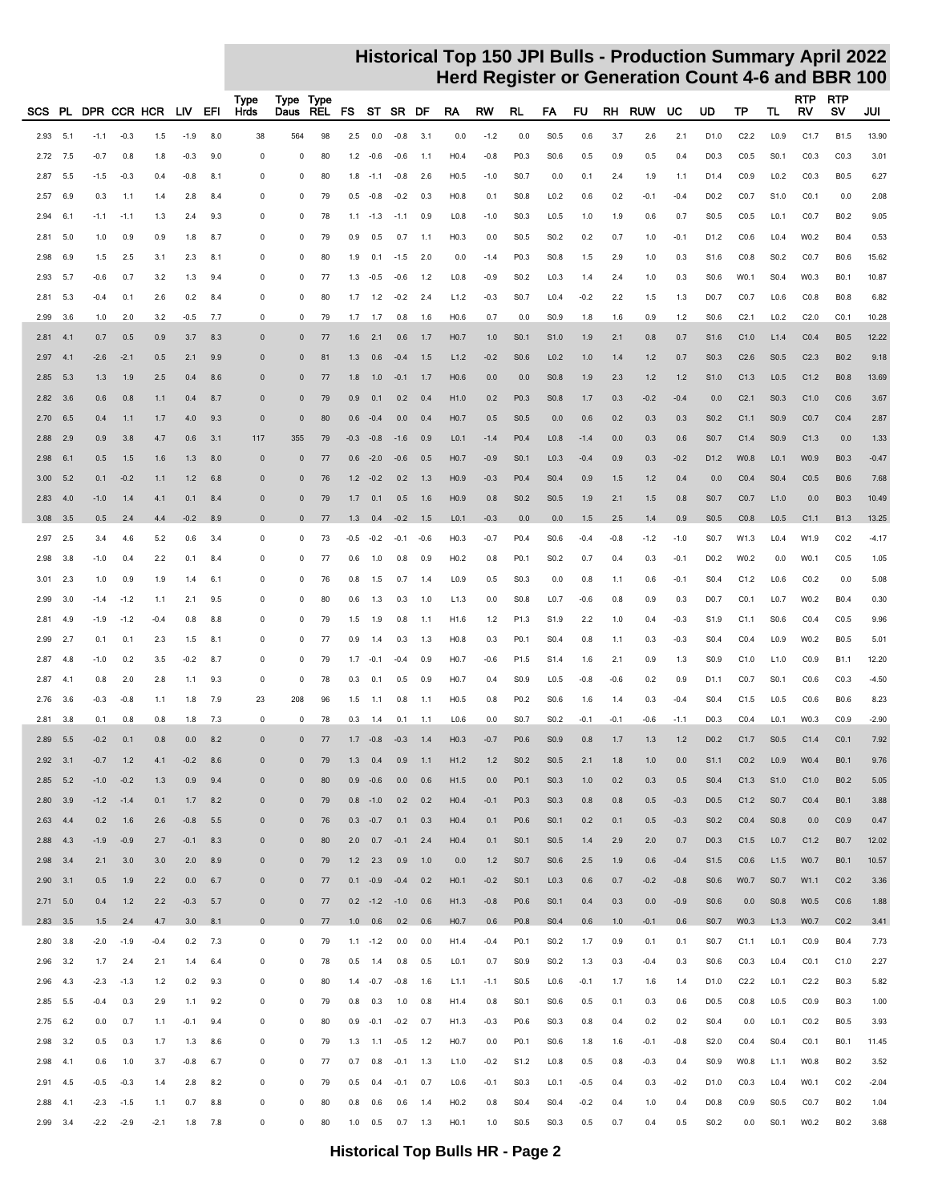# Historical Top 150 JPI Bulls - Production Summary April 2022
## Herd Register or Generation Count 4-6 and BBR 100

| SCS | PL | DPR | CCR | HCR | LIV | EFI | Type Hrds | Type Daus | Type REL | FS | ST | SR | DF | RA | RW | RL | FA | FU | RH | RUW | UC | UD | TP | TL | RTP RV | RTP SV | JUI |
|---|---|---|---|---|---|---|---|---|---|---|---|---|---|---|---|---|---|---|---|---|---|---|---|---|---|---|---|
| 2.93 | 5.1 | -1.1 | -0.3 | 1.5 | -1.9 | 8.0 | 38 | 564 | 98 | 2.5 | 0.0 | -0.8 | 3.1 | 0.0 | -1.2 | 0.0 | S0.5 | 0.6 | 3.7 | 2.6 | 2.1 | D1.0 | C2.2 | L0.9 | C1.7 | B1.5 | 13.90 |
| 2.72 | 7.5 | -0.7 | 0.8 | 1.8 | -0.3 | 9.0 | 0 | 0 | 80 | 1.2 | -0.6 | -0.6 | 1.1 | H0.4 | -0.8 | P0.3 | S0.6 | 0.5 | 0.9 | 0.5 | 0.4 | D0.3 | C0.5 | S0.1 | C0.3 | C0.3 | 3.01 |
| 2.87 | 5.5 | -1.5 | -0.3 | 0.4 | -0.8 | 8.1 | 0 | 0 | 80 | 1.8 | -1.1 | -0.8 | 2.6 | H0.5 | -1.0 | S0.7 | 0.0 | 0.1 | 2.4 | 1.9 | 1.1 | D1.4 | C0.9 | L0.2 | C0.3 | B0.5 | 6.27 |
| 2.57 | 6.9 | 0.3 | 1.1 | 1.4 | 2.8 | 8.4 | 0 | 0 | 79 | 0.5 | -0.8 | -0.2 | 0.3 | H0.8 | 0.1 | S0.8 | L0.2 | 0.6 | 0.2 | -0.1 | -0.4 | D0.2 | C0.7 | S1.0 | C0.1 | 0.0 | 2.08 |
| 2.94 | 6.1 | -1.1 | -1.1 | 1.3 | 2.4 | 9.3 | 0 | 0 | 78 | 1.1 | -1.3 | -1.1 | 0.9 | L0.8 | -1.0 | S0.3 | L0.5 | 1.0 | 1.9 | 0.6 | 0.7 | S0.5 | C0.5 | L0.1 | C0.7 | B0.2 | 9.05 |
| 2.81 | 5.0 | 1.0 | 0.9 | 0.9 | 1.8 | 8.7 | 0 | 0 | 79 | 0.9 | 0.5 | 0.7 | 1.1 | H0.3 | 0.0 | S0.5 | S0.2 | 0.2 | 0.7 | 1.0 | -0.1 | D1.2 | C0.6 | L0.4 | W0.2 | B0.4 | 0.53 |
| 2.98 | 6.9 | 1.5 | 2.5 | 3.1 | 2.3 | 8.1 | 0 | 0 | 80 | 1.9 | 0.1 | -1.5 | 2.0 | 0.0 | -1.4 | P0.3 | S0.8 | 1.5 | 2.9 | 1.0 | 0.3 | S1.6 | C0.8 | S0.2 | C0.7 | B0.6 | 15.62 |
| 2.93 | 5.7 | -0.6 | 0.7 | 3.2 | 1.3 | 9.4 | 0 | 0 | 77 | 1.3 | -0.5 | -0.6 | 1.2 | L0.8 | -0.9 | S0.2 | L0.3 | 1.4 | 2.4 | 1.0 | 0.3 | S0.6 | W0.1 | S0.4 | W0.3 | B0.1 | 10.87 |
| 2.81 | 5.3 | -0.4 | 0.1 | 2.6 | 0.2 | 8.4 | 0 | 0 | 80 | 1.7 | 1.2 | -0.2 | 2.4 | L1.2 | -0.3 | S0.7 | L0.4 | -0.2 | 2.2 | 1.5 | 1.3 | D0.7 | C0.7 | L0.6 | C0.8 | B0.8 | 6.82 |
| 2.99 | 3.6 | 1.0 | 2.0 | 3.2 | -0.5 | 7.7 | 0 | 0 | 79 | 1.7 | 1.7 | 0.8 | 1.6 | H0.6 | 0.7 | 0.0 | S0.9 | 1.8 | 1.6 | 0.9 | 1.2 | S0.6 | C2.1 | L0.2 | C2.0 | C0.1 | 10.28 |
| 2.81 | 4.1 | 0.7 | 0.5 | 0.9 | 3.7 | 8.3 | 0 | 0 | 77 | 1.6 | 2.1 | 0.6 | 1.7 | H0.7 | 1.0 | S0.1 | S1.0 | 1.9 | 2.1 | 0.8 | 0.7 | S1.6 | C1.0 | L1.4 | C0.4 | B0.5 | 12.22 |
| 2.97 | 4.1 | -2.6 | -2.1 | 0.5 | 2.1 | 9.9 | 0 | 0 | 81 | 1.3 | 0.6 | -0.4 | 1.5 | L1.2 | -0.2 | S0.6 | L0.2 | 1.0 | 1.4 | 1.2 | 0.7 | S0.3 | C2.6 | S0.5 | C2.3 | B0.2 | 9.18 |
| 2.85 | 5.3 | 1.3 | 1.9 | 2.5 | 0.4 | 8.6 | 0 | 0 | 77 | 1.8 | 1.0 | -0.1 | 1.7 | H0.6 | 0.0 | 0.0 | S0.8 | 1.9 | 2.3 | 1.2 | 1.2 | S1.0 | C1.3 | L0.5 | C1.2 | B0.8 | 13.69 |
| 2.82 | 3.6 | 0.6 | 0.8 | 1.1 | 0.4 | 8.7 | 0 | 0 | 79 | 0.9 | 0.1 | 0.2 | 0.4 | H1.0 | 0.2 | P0.3 | S0.8 | 1.7 | 0.3 | -0.2 | -0.4 | 0.0 | C2.1 | S0.3 | C1.0 | C0.6 | 3.67 |
| 2.70 | 6.5 | 0.4 | 1.1 | 1.7 | 4.0 | 9.3 | 0 | 0 | 80 | 0.6 | -0.4 | 0.0 | 0.4 | H0.7 | 0.5 | S0.5 | 0.0 | 0.6 | 0.2 | 0.3 | 0.3 | S0.2 | C1.1 | S0.9 | C0.7 | C0.4 | 2.87 |
| 2.88 | 2.9 | 0.9 | 3.8 | 4.7 | 0.6 | 3.1 | 117 | 355 | 79 | -0.3 | -0.8 | -1.6 | 0.9 | L0.1 | -1.4 | P0.4 | L0.8 | -1.4 | 0.0 | 0.3 | 0.6 | S0.7 | C1.4 | S0.9 | C1.3 | 0.0 | 1.33 |
| 2.98 | 6.1 | 0.5 | 1.5 | 1.6 | 1.3 | 8.0 | 0 | 0 | 77 | 0.6 | -2.0 | -0.6 | 0.5 | H0.7 | -0.9 | S0.1 | L0.3 | -0.4 | 0.9 | 0.3 | -0.2 | D1.2 | W0.8 | L0.1 | W0.9 | B0.3 | -0.47 |
| 3.00 | 5.2 | 0.1 | -0.2 | 1.1 | 1.2 | 6.8 | 0 | 0 | 76 | 1.2 | -0.2 | 0.2 | 1.3 | H0.9 | -0.3 | P0.4 | S0.4 | 0.9 | 1.5 | 1.2 | 0.4 | 0.0 | C0.4 | S0.4 | C0.5 | B0.6 | 7.68 |
| 2.83 | 4.0 | -1.0 | 1.4 | 4.1 | 0.1 | 8.4 | 0 | 0 | 79 | 1.7 | 0.1 | 0.5 | 1.6 | H0.9 | 0.8 | S0.2 | S0.5 | 1.9 | 2.1 | 1.5 | 0.8 | S0.7 | C0.7 | L1.0 | 0.0 | B0.3 | 10.49 |
| 3.08 | 3.5 | 0.5 | 2.4 | 4.4 | -0.2 | 8.9 | 0 | 0 | 77 | 1.3 | 0.4 | -0.2 | 1.5 | L0.1 | -0.3 | 0.0 | 0.0 | 1.5 | 2.5 | 1.4 | 0.9 | S0.5 | C0.8 | L0.5 | C1.1 | B1.3 | 13.25 |
| 2.97 | 2.5 | 3.4 | 4.6 | 5.2 | 0.6 | 3.4 | 0 | 0 | 73 | -0.5 | -0.2 | -0.1 | -0.6 | H0.3 | -0.7 | P0.4 | S0.6 | -0.4 | -0.8 | -1.2 | -1.0 | S0.7 | W1.3 | L0.4 | W1.9 | C0.2 | -4.17 |
| 2.98 | 3.8 | -1.0 | 0.4 | 2.2 | 0.1 | 8.4 | 0 | 0 | 77 | 0.6 | 1.0 | 0.8 | 0.9 | H0.2 | 0.8 | P0.1 | S0.2 | 0.7 | 0.4 | 0.3 | -0.1 | D0.2 | W0.2 | 0.0 | W0.1 | C0.5 | 1.05 |
| 3.01 | 2.3 | 1.0 | 0.9 | 1.9 | 1.4 | 6.1 | 0 | 0 | 76 | 0.8 | 1.5 | 0.7 | 1.4 | L0.9 | 0.5 | S0.3 | 0.0 | 0.8 | 1.1 | 0.6 | -0.1 | S0.4 | C1.2 | L0.6 | C0.2 | 0.0 | 5.08 |
| 2.99 | 3.0 | -1.4 | -1.2 | 1.1 | 2.1 | 9.5 | 0 | 0 | 80 | 0.6 | 1.3 | 0.3 | 1.0 | L1.3 | 0.0 | S0.8 | L0.7 | -0.6 | 0.8 | 0.9 | 0.3 | D0.7 | C0.1 | L0.7 | W0.2 | B0.4 | 0.30 |
| 2.81 | 4.9 | -1.9 | -1.2 | -0.4 | 0.8 | 8.8 | 0 | 0 | 79 | 1.5 | 1.9 | 0.8 | 1.1 | H1.6 | 1.2 | P1.3 | S1.9 | 2.2 | 1.0 | 0.4 | -0.3 | S1.9 | C1.1 | S0.6 | C0.4 | C0.5 | 9.96 |
| 2.99 | 2.7 | 0.1 | 0.1 | 2.3 | 1.5 | 8.1 | 0 | 0 | 77 | 0.9 | 1.4 | 0.3 | 1.3 | H0.8 | 0.3 | P0.1 | S0.4 | 0.8 | 1.1 | 0.3 | -0.3 | S0.4 | C0.4 | L0.9 | W0.2 | B0.5 | 5.01 |
| 2.87 | 4.8 | -1.0 | 0.2 | 3.5 | -0.2 | 8.7 | 0 | 0 | 79 | 1.7 | -0.1 | -0.4 | 0.9 | H0.7 | -0.6 | P1.5 | S1.4 | 1.6 | 2.1 | 0.9 | 1.3 | S0.9 | C1.0 | L1.0 | C0.9 | B1.1 | 12.20 |
| 2.87 | 4.1 | 0.8 | 2.0 | 2.8 | 1.1 | 9.3 | 0 | 0 | 78 | 0.3 | 0.1 | 0.5 | 0.9 | H0.7 | 0.4 | S0.9 | L0.5 | -0.8 | -0.6 | 0.2 | 0.9 | D1.1 | C0.7 | S0.1 | C0.6 | C0.3 | -4.50 |
| 2.76 | 3.6 | -0.3 | -0.8 | 1.1 | 1.8 | 7.9 | 23 | 208 | 96 | 1.5 | 1.1 | 0.8 | 1.1 | H0.5 | 0.8 | P0.2 | S0.6 | 1.6 | 1.4 | 0.3 | -0.4 | S0.4 | C1.5 | L0.5 | C0.6 | B0.6 | 8.23 |
| 2.81 | 3.8 | 0.1 | 0.8 | 0.8 | 1.8 | 7.3 | 0 | 0 | 78 | 0.3 | 1.4 | 0.1 | 1.1 | L0.6 | 0.0 | S0.7 | S0.2 | -0.1 | -0.1 | -0.6 | -1.1 | D0.3 | C0.4 | L0.1 | W0.3 | C0.9 | -2.90 |
| 2.89 | 5.5 | -0.2 | 0.1 | 0.8 | 0.0 | 8.2 | 0 | 0 | 77 | 1.7 | -0.8 | -0.3 | 1.4 | H0.3 | -0.7 | P0.6 | S0.9 | 0.8 | 1.7 | 1.3 | 1.2 | D0.2 | C1.7 | S0.5 | C1.4 | C0.1 | 7.92 |
| 2.92 | 3.1 | -0.7 | 1.2 | 4.1 | -0.2 | 8.6 | 0 | 0 | 79 | 1.3 | 0.4 | 0.9 | 1.1 | H1.2 | 1.2 | S0.2 | S0.5 | 2.1 | 1.8 | 1.0 | 0.0 | S1.1 | C0.2 | L0.9 | W0.4 | B0.1 | 9.76 |
| 2.85 | 5.2 | -1.0 | -0.2 | 1.3 | 0.9 | 9.4 | 0 | 0 | 80 | 0.9 | -0.6 | 0.0 | 0.6 | H1.5 | 0.0 | P0.1 | S0.3 | 1.0 | 0.2 | 0.3 | 0.5 | S0.4 | C1.3 | S1.0 | C1.0 | B0.2 | 5.05 |
| 2.80 | 3.9 | -1.2 | -1.4 | 0.1 | 1.7 | 8.2 | 0 | 0 | 79 | 0.8 | -1.0 | 0.2 | 0.2 | H0.4 | -0.1 | P0.3 | S0.3 | 0.8 | 0.8 | 0.5 | -0.3 | D0.5 | C1.2 | S0.7 | C0.4 | B0.1 | 3.88 |
| 2.63 | 4.4 | 0.2 | 1.6 | 2.6 | -0.8 | 5.5 | 0 | 0 | 76 | 0.3 | -0.7 | 0.1 | 0.3 | H0.4 | 0.1 | P0.6 | S0.1 | 0.2 | 0.1 | 0.5 | -0.3 | S0.2 | C0.4 | S0.8 | 0.0 | C0.9 | 0.47 |
| 2.88 | 4.3 | -1.9 | -0.9 | 2.7 | -0.1 | 8.3 | 0 | 0 | 80 | 2.0 | 0.7 | -0.1 | 2.4 | H0.4 | 0.1 | S0.1 | S0.5 | 1.4 | 2.9 | 2.0 | 0.7 | D0.3 | C1.5 | L0.7 | C1.2 | B0.7 | 12.02 |
| 2.98 | 3.4 | 2.1 | 3.0 | 3.0 | 2.0 | 8.9 | 0 | 0 | 79 | 1.2 | 2.3 | 0.9 | 1.0 | 0.0 | 1.2 | S0.7 | S0.6 | 2.5 | 1.9 | 0.6 | -0.4 | S1.5 | C0.6 | L1.5 | W0.7 | B0.1 | 10.57 |
| 2.90 | 3.1 | 0.5 | 1.9 | 2.2 | 0.0 | 6.7 | 0 | 0 | 77 | 0.1 | -0.9 | -0.4 | 0.2 | H0.1 | -0.2 | S0.1 | L0.3 | 0.6 | 0.7 | -0.2 | -0.8 | S0.6 | W0.7 | S0.7 | W1.1 | C0.2 | 3.36 |
| 2.71 | 5.0 | 0.4 | 1.2 | 2.2 | -0.3 | 5.7 | 0 | 0 | 77 | 0.2 | -1.2 | -1.0 | 0.6 | H1.3 | -0.8 | P0.6 | S0.1 | 0.4 | 0.3 | 0.0 | -0.9 | S0.6 | 0.0 | S0.8 | W0.5 | C0.6 | 1.88 |
| 2.83 | 3.5 | 1.5 | 2.4 | 4.7 | 3.0 | 8.1 | 0 | 0 | 77 | 1.0 | 0.6 | 0.2 | 0.6 | H0.7 | 0.6 | P0.8 | S0.4 | 0.6 | 1.0 | -0.1 | 0.6 | S0.7 | W0.3 | L1.3 | W0.7 | C0.2 | 3.41 |
| 2.80 | 3.8 | -2.0 | -1.9 | -0.4 | 0.2 | 7.3 | 0 | 0 | 79 | 1.1 | -1.2 | 0.0 | 0.0 | H1.4 | -0.4 | P0.1 | S0.2 | 1.7 | 0.9 | 0.1 | 0.1 | S0.7 | C1.1 | L0.1 | C0.9 | B0.4 | 7.73 |
| 2.96 | 3.2 | 1.7 | 2.4 | 2.1 | 1.4 | 6.4 | 0 | 0 | 78 | 0.5 | 1.4 | 0.8 | 0.5 | L0.1 | 0.7 | S0.9 | S0.2 | 1.3 | 0.3 | -0.4 | 0.3 | S0.6 | C0.3 | L0.4 | C0.1 | C1.0 | 2.27 |
| 2.96 | 4.3 | -2.3 | -1.3 | 1.2 | 0.2 | 9.3 | 0 | 0 | 80 | 1.4 | -0.7 | -0.8 | 1.6 | L1.1 | -1.1 | S0.5 | L0.6 | -0.1 | 1.7 | 1.6 | 1.4 | D1.0 | C2.2 | L0.1 | C2.2 | B0.3 | 5.82 |
| 2.85 | 5.5 | -0.4 | 0.3 | 2.9 | 1.1 | 9.2 | 0 | 0 | 79 | 0.8 | 0.3 | 1.0 | 0.8 | H1.4 | 0.8 | S0.1 | S0.6 | 0.5 | 0.1 | 0.3 | 0.6 | D0.5 | C0.8 | L0.5 | C0.9 | B0.3 | 1.00 |
| 2.75 | 6.2 | 0.0 | 0.7 | 1.1 | -0.1 | 9.4 | 0 | 0 | 80 | 0.9 | -0.1 | -0.2 | 0.7 | H1.3 | -0.3 | P0.6 | S0.3 | 0.8 | 0.4 | 0.2 | 0.2 | S0.4 | 0.0 | L0.1 | C0.2 | B0.5 | 3.93 |
| 2.98 | 3.2 | 0.5 | 0.3 | 1.7 | 1.3 | 8.6 | 0 | 0 | 79 | 1.3 | 1.1 | -0.5 | 1.2 | H0.7 | 0.0 | P0.1 | S0.6 | 1.8 | 1.6 | -0.1 | -0.8 | S2.0 | C0.4 | S0.4 | C0.1 | B0.1 | 11.45 |
| 2.98 | 4.1 | 0.6 | 1.0 | 3.7 | -0.8 | 6.7 | 0 | 0 | 77 | 0.7 | 0.8 | -0.1 | 1.3 | L1.0 | -0.2 | S1.2 | L0.8 | 0.5 | 0.8 | -0.3 | 0.4 | S0.9 | W0.8 | L1.1 | W0.8 | B0.2 | 3.52 |
| 2.91 | 4.5 | -0.5 | -0.3 | 1.4 | 2.8 | 8.2 | 0 | 0 | 79 | 0.5 | 0.4 | -0.1 | 0.7 | L0.6 | -0.1 | S0.3 | L0.1 | -0.5 | 0.4 | 0.3 | -0.2 | D1.0 | C0.3 | L0.4 | W0.1 | C0.2 | -2.04 |
| 2.88 | 4.1 | -2.3 | -1.5 | 1.1 | 0.7 | 8.8 | 0 | 0 | 80 | 0.8 | 0.6 | 0.6 | 1.4 | H0.2 | 0.8 | S0.4 | S0.4 | -0.2 | 0.4 | 1.0 | 0.4 | D0.8 | C0.9 | S0.5 | C0.7 | B0.2 | 1.04 |
| 2.99 | 3.4 | -2.2 | -2.9 | -2.1 | 1.8 | 7.8 | 0 | 0 | 80 | 1.0 | 0.5 | 0.7 | 1.3 | H0.1 | 1.0 | S0.5 | S0.3 | 0.5 | 0.7 | 0.4 | 0.5 | S0.2 | 0.0 | S0.1 | W0.2 | B0.2 | 3.68 |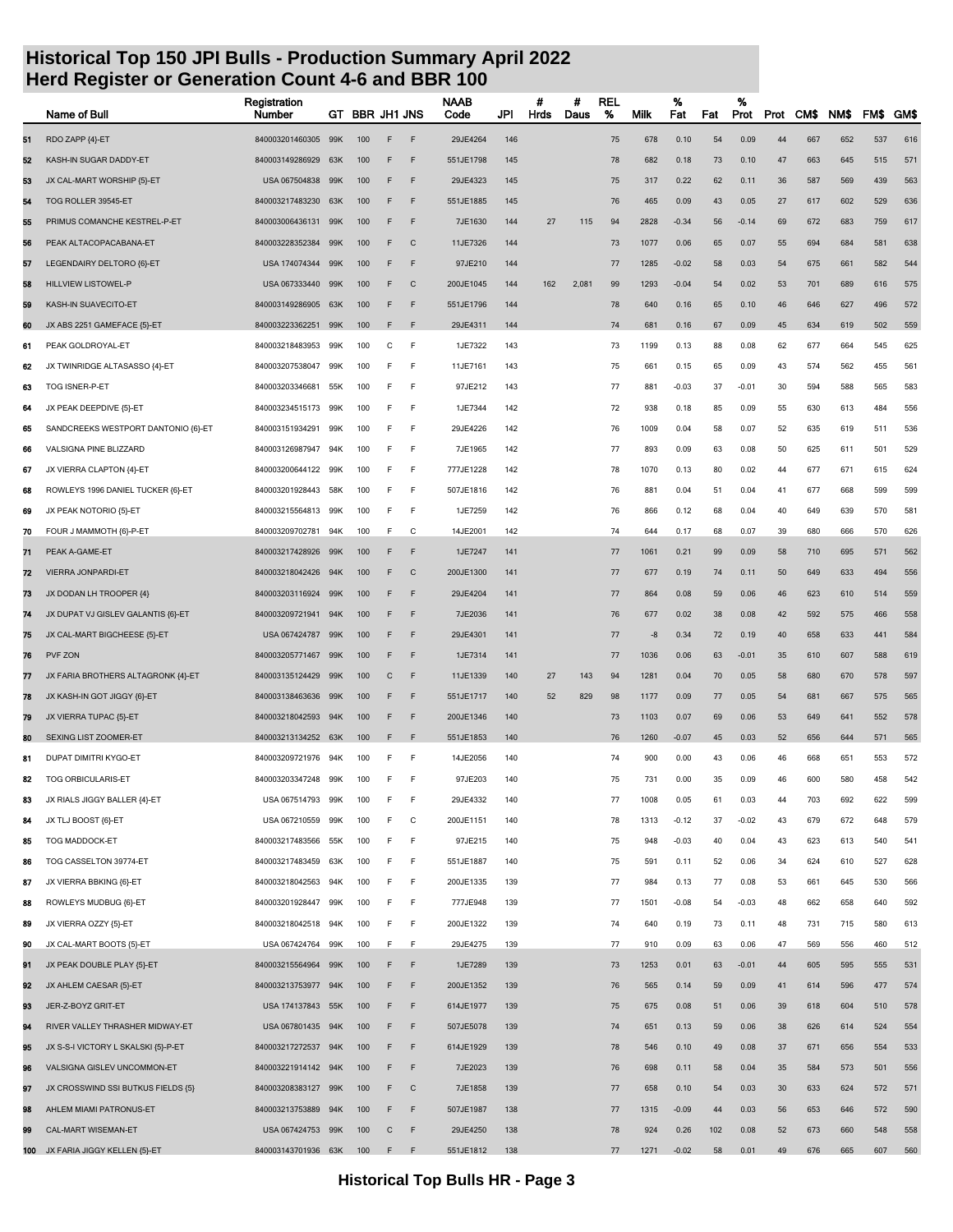# Historical Top 150 JPI Bulls - Production Summary April 2022
## Herd Register or Generation Count 4-6 and BBR 100

| | Name of Bull | Registration Number | GT | BBR | JH1 | JNS | NAAB Code | JPI | # Hrds | # Daus | REL % | Milk | % Fat | Fat | % Prot | Prot | CM$ | NM$ | FM$ | GM$ |
|---|---|---|---|---|---|---|---|---|---|---|---|---|---|---|---|---|---|---|---|---|
| 51 | RDO ZAPP {4}-ET | 840003201460305 | 99K | 100 | F | F | 29JE4264 | 146 | | | 75 | 678 | 0.10 | 54 | 0.09 | 44 | 667 | 652 | 537 | 616 |
| 52 | KASH-IN SUGAR DADDY-ET | 840003149286929 | 63K | 100 | F | F | 551JE1798 | 145 | | | 78 | 682 | 0.18 | 73 | 0.10 | 47 | 663 | 645 | 515 | 571 |
| 53 | JX CAL-MART WORSHIP {5}-ET | USA 067504838 | 99K | 100 | F | F | 29JE4323 | 145 | | | 75 | 317 | 0.22 | 62 | 0.11 | 36 | 587 | 569 | 439 | 563 |
| 54 | TOG ROLLER 39545-ET | 840003217483230 | 63K | 100 | F | F | 551JE1885 | 145 | | | 76 | 465 | 0.09 | 43 | 0.05 | 27 | 617 | 602 | 529 | 636 |
| 55 | PRIMUS COMANCHE KESTREL-P-ET | 840003006436131 | 99K | 100 | F | F | 7JE1630 | 144 | 27 | 115 | 94 | 2828 | -0.34 | 56 | -0.14 | 69 | 672 | 683 | 759 | 617 |
| 56 | PEAK ALTACOPACABANA-ET | 840003228352384 | 99K | 100 | F | C | 11JE7326 | 144 | | | 73 | 1077 | 0.06 | 65 | 0.07 | 55 | 694 | 684 | 581 | 638 |
| 57 | LEGENDAIRY DELTORO {6}-ET | USA 174074344 | 99K | 100 | F | F | 97JE210 | 144 | | | 77 | 1285 | -0.02 | 58 | 0.03 | 54 | 675 | 661 | 582 | 544 |
| 58 | HILLVIEW LISTOWEL-P | USA 067333440 | 99K | 100 | F | C | 200JE1045 | 144 | 162 | 2,081 | 99 | 1293 | -0.04 | 54 | 0.02 | 53 | 701 | 689 | 616 | 575 |
| 59 | KASH-IN SUAVECITO-ET | 840003149286905 | 63K | 100 | F | F | 551JE1796 | 144 | | | 78 | 640 | 0.16 | 65 | 0.10 | 46 | 646 | 627 | 496 | 572 |
| 60 | JX ABS 2251 GAMEFACE {5}-ET | 840003223362251 | 99K | 100 | F | F | 29JE4311 | 144 | | | 74 | 681 | 0.16 | 67 | 0.09 | 45 | 634 | 619 | 502 | 559 |
| 61 | PEAK GOLDROYAL-ET | 840003218483953 | 99K | 100 | C | F | 1JE7322 | 143 | | | 73 | 1199 | 0.13 | 88 | 0.08 | 62 | 677 | 664 | 545 | 625 |
| 62 | JX TWINRIDGE ALTASASSO {4}-ET | 840003207538047 | 99K | 100 | F | F | 11JE7161 | 143 | | | 75 | 661 | 0.15 | 65 | 0.09 | 43 | 574 | 562 | 455 | 561 |
| 63 | TOG ISNER-P-ET | 840003203346681 | 55K | 100 | F | F | 97JE212 | 143 | | | 77 | 881 | -0.03 | 37 | -0.01 | 30 | 594 | 588 | 565 | 583 |
| 64 | JX PEAK DEEPDIVE {5}-ET | 840003234515173 | 99K | 100 | F | F | 1JE7344 | 142 | | | 72 | 938 | 0.18 | 85 | 0.09 | 55 | 630 | 613 | 484 | 556 |
| 65 | SANDCREEKS WESTPORT DANTONIO {6}-ET | 840003151934291 | 99K | 100 | F | F | 29JE4226 | 142 | | | 76 | 1009 | 0.04 | 58 | 0.07 | 52 | 635 | 619 | 511 | 536 |
| 66 | VALSIGNA PINE BLIZZARD | 840003126987947 | 94K | 100 | F | F | 7JE1965 | 142 | | | 77 | 893 | 0.09 | 63 | 0.08 | 50 | 625 | 611 | 501 | 529 |
| 67 | JX VIERRA CLAPTON {4}-ET | 840003200644122 | 99K | 100 | F | F | 777JE1228 | 142 | | | 78 | 1070 | 0.13 | 80 | 0.02 | 44 | 677 | 671 | 615 | 624 |
| 68 | ROWLEYS 1996 DANIEL TUCKER {6}-ET | 840003201928443 | 58K | 100 | F | F | 507JE1816 | 142 | | | 76 | 881 | 0.04 | 51 | 0.04 | 41 | 677 | 668 | 599 | 599 |
| 69 | JX PEAK NOTORIO {5}-ET | 840003215564813 | 99K | 100 | F | F | 1JE7259 | 142 | | | 76 | 866 | 0.12 | 68 | 0.04 | 40 | 649 | 639 | 570 | 581 |
| 70 | FOUR J MAMMOTH {6}-P-ET | 840003209702781 | 94K | 100 | F | C | 14JE2001 | 142 | | | 74 | 644 | 0.17 | 68 | 0.07 | 39 | 680 | 666 | 570 | 626 |
| 71 | PEAK A-GAME-ET | 840003217428926 | 99K | 100 | F | F | 1JE7247 | 141 | | | 77 | 1061 | 0.21 | 99 | 0.09 | 58 | 710 | 695 | 571 | 562 |
| 72 | VIERRA JONPARDI-ET | 840003218042426 | 94K | 100 | F | C | 200JE1300 | 141 | | | 77 | 677 | 0.19 | 74 | 0.11 | 50 | 649 | 633 | 494 | 556 |
| 73 | JX DODAN LH TROOPER {4} | 840003203116924 | 99K | 100 | F | F | 29JE4204 | 141 | | | 77 | 864 | 0.08 | 59 | 0.06 | 46 | 623 | 610 | 514 | 559 |
| 74 | JX DUPAT VJ GISLEV GALANTIS {6}-ET | 840003209721941 | 94K | 100 | F | F | 7JE2036 | 141 | | | 76 | 677 | 0.02 | 38 | 0.08 | 42 | 592 | 575 | 466 | 558 |
| 75 | JX CAL-MART BIGCHEESE {5}-ET | USA 067424787 | 99K | 100 | F | F | 29JE4301 | 141 | | | 77 | -8 | 0.34 | 72 | 0.19 | 40 | 658 | 633 | 441 | 584 |
| 76 | PVF ZON | 840003205771467 | 99K | 100 | F | F | 1JE7314 | 141 | | | 77 | 1036 | 0.06 | 63 | -0.01 | 35 | 610 | 607 | 588 | 619 |
| 77 | JX FARIA BROTHERS ALTAGRONK {4}-ET | 840003135124429 | 99K | 100 | C | F | 11JE1339 | 140 | 27 | 143 | 94 | 1281 | 0.04 | 70 | 0.05 | 58 | 680 | 670 | 578 | 597 |
| 78 | JX KASH-IN GOT JIGGY {6}-ET | 840003138463636 | 99K | 100 | F | F | 551JE1717 | 140 | 52 | 829 | 98 | 1177 | 0.09 | 77 | 0.05 | 54 | 681 | 667 | 575 | 565 |
| 79 | JX VIERRA TUPAC {5}-ET | 840003218042593 | 94K | 100 | F | F | 200JE1346 | 140 | | | 73 | 1103 | 0.07 | 69 | 0.06 | 53 | 649 | 641 | 552 | 578 |
| 80 | SEXING LIST ZOOMER-ET | 840003213134252 | 63K | 100 | F | F | 551JE1853 | 140 | | | 76 | 1260 | -0.07 | 45 | 0.03 | 52 | 656 | 644 | 571 | 565 |
| 81 | DUPAT DIMITRI KYGO-ET | 840003209721976 | 94K | 100 | F | F | 14JE2056 | 140 | | | 74 | 900 | 0.00 | 43 | 0.06 | 46 | 668 | 651 | 553 | 572 |
| 82 | TOG ORBICULARIS-ET | 840003203347248 | 99K | 100 | F | F | 97JE203 | 140 | | | 75 | 731 | 0.00 | 35 | 0.09 | 46 | 600 | 580 | 458 | 542 |
| 83 | JX RIALS JIGGY BALLER {4}-ET | USA 067514793 | 99K | 100 | F | F | 29JE4332 | 140 | | | 77 | 1008 | 0.05 | 61 | 0.03 | 44 | 703 | 692 | 622 | 599 |
| 84 | JX TLJ BOOST {6}-ET | USA 067210559 | 99K | 100 | F | C | 200JE1151 | 140 | | | 78 | 1313 | -0.12 | 37 | -0.02 | 43 | 679 | 672 | 648 | 579 |
| 85 | TOG MADDOCK-ET | 840003217483566 | 55K | 100 | F | F | 97JE215 | 140 | | | 75 | 948 | -0.03 | 40 | 0.04 | 43 | 623 | 613 | 540 | 541 |
| 86 | TOG CASSELTON 39774-ET | 840003217483459 | 63K | 100 | F | F | 551JE1887 | 140 | | | 75 | 591 | 0.11 | 52 | 0.06 | 34 | 624 | 610 | 527 | 628 |
| 87 | JX VIERRA BBKING {6}-ET | 840003218042563 | 94K | 100 | F | F | 200JE1335 | 139 | | | 77 | 984 | 0.13 | 77 | 0.08 | 53 | 661 | 645 | 530 | 566 |
| 88 | ROWLEYS MUDBUG {6}-ET | 840003201928447 | 99K | 100 | F | F | 777JE948 | 139 | | | 77 | 1501 | -0.08 | 54 | -0.03 | 48 | 662 | 658 | 640 | 592 |
| 89 | JX VIERRA OZZY {5}-ET | 840003218042518 | 94K | 100 | F | F | 200JE1322 | 139 | | | 74 | 640 | 0.19 | 73 | 0.11 | 48 | 731 | 715 | 580 | 613 |
| 90 | JX CAL-MART BOOTS {5}-ET | USA 067424764 | 99K | 100 | F | F | 29JE4275 | 139 | | | 77 | 910 | 0.09 | 63 | 0.06 | 47 | 569 | 556 | 460 | 512 |
| 91 | JX PEAK DOUBLE PLAY {5}-ET | 840003215564964 | 99K | 100 | F | F | 1JE7289 | 139 | | | 73 | 1253 | 0.01 | 63 | -0.01 | 44 | 605 | 595 | 555 | 531 |
| 92 | JX AHLEM CAESAR {5}-ET | 840003213753977 | 94K | 100 | F | F | 200JE1352 | 139 | | | 76 | 565 | 0.14 | 59 | 0.09 | 41 | 614 | 596 | 477 | 574 |
| 93 | JER-Z-BOYZ GRIT-ET | USA 174137843 | 55K | 100 | F | F | 614JE1977 | 139 | | | 75 | 675 | 0.08 | 51 | 0.06 | 39 | 618 | 604 | 510 | 578 |
| 94 | RIVER VALLEY THRASHER MIDWAY-ET | USA 067801435 | 94K | 100 | F | F | 507JE5078 | 139 | | | 74 | 651 | 0.13 | 59 | 0.06 | 38 | 626 | 614 | 524 | 554 |
| 95 | JX S-S-I VICTORY L SKALSKI {5}-P-ET | 840003217272537 | 94K | 100 | F | F | 614JE1929 | 139 | | | 78 | 546 | 0.10 | 49 | 0.08 | 37 | 671 | 656 | 554 | 533 |
| 96 | VALSIGNA GISLEV UNCOMMON-ET | 840003221914142 | 94K | 100 | F | F | 7JE2023 | 139 | | | 76 | 698 | 0.11 | 58 | 0.04 | 35 | 584 | 573 | 501 | 556 |
| 97 | JX CROSSWIND SSI BUTKUS FIELDS {5} | 840003208383127 | 99K | 100 | F | C | 7JE1858 | 139 | | | 77 | 658 | 0.10 | 54 | 0.03 | 30 | 633 | 624 | 572 | 571 |
| 98 | AHLEM MIAMI PATRONUS-ET | 840003213753889 | 94K | 100 | F | F | 507JE1987 | 138 | | | 77 | 1315 | -0.09 | 44 | 0.03 | 56 | 653 | 646 | 572 | 590 |
| 99 | CAL-MART WISEMAN-ET | USA 067424753 | 99K | 100 | C | F | 29JE4250 | 138 | | | 78 | 924 | 0.26 | 102 | 0.08 | 52 | 673 | 660 | 548 | 558 |
| 100 | JX FARIA JIGGY KELLEN {5}-ET | 840003143701936 | 63K | 100 | F | F | 551JE1812 | 138 | | | 77 | 1271 | -0.02 | 58 | 0.01 | 49 | 676 | 665 | 607 | 560 |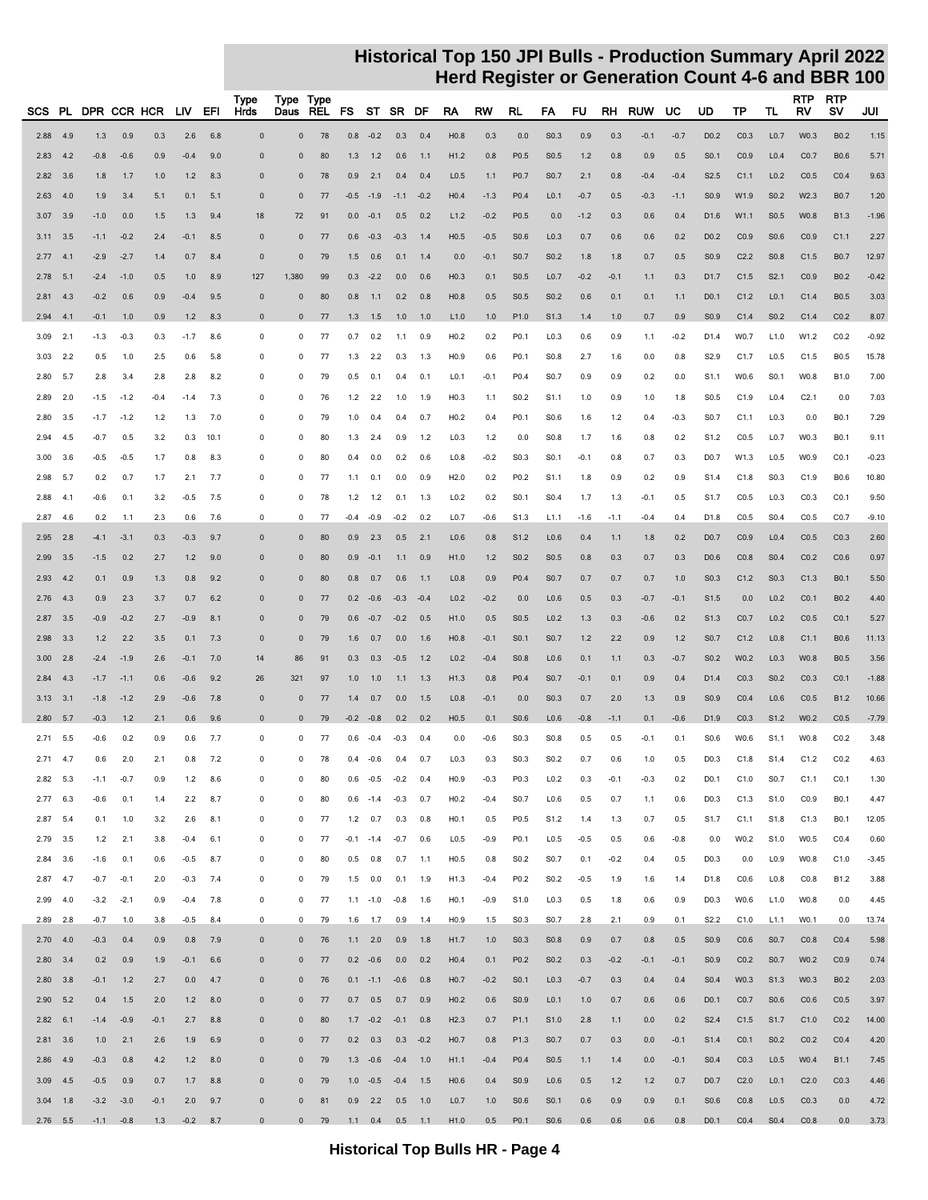# Historical Top 150 JPI Bulls - Production Summary April 2022
## Herd Register or Generation Count 4-6 and BBR 100

| SCS | PL | DPR | CCR | HCR | LIV | EFI | Type Hrds | Type Daus | Type REL | FS | ST | SR | DF | RA | RW | RL | FA | FU | RH | RUW | UC | UD | TP | TL | RTP RV | RTP SV | JUI |
|---|---|---|---|---|---|---|---|---|---|---|---|---|---|---|---|---|---|---|---|---|---|---|---|---|---|---|---|
| 2.88 | 4.9 | 1.3 | 0.9 | 0.3 | 2.6 | 6.8 | 0 | 0 | 78 | 0.8 | -0.2 | 0.3 | 0.4 | H0.8 | 0.3 | 0.0 | S0.3 | 0.9 | 0.3 | -0.1 | -0.7 | D0.2 | C0.3 | L0.7 | W0.3 | B0.2 | 1.15 |
| 2.83 | 4.2 | -0.8 | -0.6 | 0.9 | -0.4 | 9.0 | 0 | 0 | 80 | 1.3 | 1.2 | 0.6 | 1.1 | H1.2 | 0.8 | P0.5 | S0.5 | 1.2 | 0.8 | 0.9 | 0.5 | S0.1 | C0.9 | L0.4 | C0.7 | B0.6 | 5.71 |
| 2.82 | 3.6 | 1.8 | 1.7 | 1.0 | 1.2 | 8.3 | 0 | 0 | 78 | 0.9 | 2.1 | 0.4 | 0.4 | L0.5 | 1.1 | P0.7 | S0.7 | 2.1 | 0.8 | -0.4 | -0.4 | S2.5 | C1.1 | L0.2 | C0.5 | C0.4 | 9.63 |
| 2.63 | 4.0 | 1.9 | 3.4 | 5.1 | 0.1 | 5.1 | 0 | 0 | 77 | -0.5 | -1.9 | -1.1 | -0.2 | H0.4 | -1.3 | P0.4 | L0.1 | -0.7 | 0.5 | -0.3 | -1.1 | S0.9 | W1.9 | S0.2 | W2.3 | B0.7 | 1.20 |
| 3.07 | 3.9 | -1.0 | 0.0 | 1.5 | 1.3 | 9.4 | 18 | 72 | 91 | 0.0 | -0.1 | 0.5 | 0.2 | L1.2 | -0.2 | P0.5 | 0.0 | -1.2 | 0.3 | 0.6 | 0.4 | D1.6 | W1.1 | S0.5 | W0.8 | B1.3 | -1.96 |
| 3.11 | 3.5 | -1.1 | -0.2 | 2.4 | -0.1 | 8.5 | 0 | 0 | 77 | 0.6 | -0.3 | -0.3 | 1.4 | H0.5 | -0.5 | S0.6 | L0.3 | 0.7 | 0.6 | 0.6 | 0.2 | D0.2 | C0.9 | S0.6 | C0.9 | C1.1 | 2.27 |
| 2.77 | 4.1 | -2.9 | -2.7 | 1.4 | 0.7 | 8.4 | 0 | 0 | 79 | 1.5 | 0.6 | 0.1 | 1.4 | 0.0 | -0.1 | S0.7 | S0.2 | 1.8 | 1.8 | 0.7 | 0.5 | S0.9 | C2.2 | S0.8 | C1.5 | B0.7 | 12.97 |
| 2.78 | 5.1 | -2.4 | -1.0 | 0.5 | 1.0 | 8.9 | 127 | 1,380 | 99 | 0.3 | -2.2 | 0.0 | 0.6 | H0.3 | 0.1 | S0.5 | L0.7 | -0.2 | -0.1 | 1.1 | 0.3 | D1.7 | C1.5 | S2.1 | C0.9 | B0.2 | -0.42 |
| 2.81 | 4.3 | -0.2 | 0.6 | 0.9 | -0.4 | 9.5 | 0 | 0 | 80 | 0.8 | 1.1 | 0.2 | 0.8 | H0.8 | 0.5 | S0.5 | S0.2 | 0.6 | 0.1 | 0.1 | 1.1 | D0.1 | C1.2 | L0.1 | C1.4 | B0.5 | 3.03 |
| 2.94 | 4.1 | -0.1 | 1.0 | 0.9 | 1.2 | 8.3 | 0 | 0 | 77 | 1.3 | 1.5 | 1.0 | 1.0 | L1.0 | 1.0 | P1.0 | S1.3 | 1.4 | 1.0 | 0.7 | 0.9 | S0.9 | C1.4 | S0.2 | C1.4 | C0.2 | 8.07 |
| 3.09 | 2.1 | -1.3 | -0.3 | 0.3 | -1.7 | 8.6 | 0 | 0 | 77 | 0.7 | 0.2 | 1.1 | 0.9 | H0.2 | 0.2 | P0.1 | L0.3 | 0.6 | 0.9 | 1.1 | -0.2 | D1.4 | W0.7 | L1.0 | W1.2 | C0.2 | -0.92 |
| 3.03 | 2.2 | 0.5 | 1.0 | 2.5 | 0.6 | 5.8 | 0 | 0 | 77 | 1.3 | 2.2 | 0.3 | 1.3 | H0.9 | 0.6 | P0.1 | S0.8 | 2.7 | 1.6 | 0.0 | 0.8 | S2.9 | C1.7 | L0.5 | C1.5 | B0.5 | 15.78 |
| 2.80 | 5.7 | 2.8 | 3.4 | 2.8 | 2.8 | 8.2 | 0 | 0 | 79 | 0.5 | 0.1 | 0.4 | 0.1 | L0.1 | -0.1 | P0.4 | S0.7 | 0.9 | 0.9 | 0.2 | 0.0 | S1.1 | W0.6 | S0.1 | W0.8 | B1.0 | 7.00 |
| 2.89 | 2.0 | -1.5 | -1.2 | -0.4 | -1.4 | 7.3 | 0 | 0 | 76 | 1.2 | 2.2 | 1.0 | 1.9 | H0.3 | 1.1 | S0.2 | S1.1 | 1.0 | 0.9 | 1.0 | 1.8 | S0.5 | C1.9 | L0.4 | C2.1 | 0.0 | 7.03 |
| 2.80 | 3.5 | -1.7 | -1.2 | 1.2 | 1.3 | 7.0 | 0 | 0 | 79 | 1.0 | 0.4 | 0.4 | 0.7 | H0.2 | 0.4 | P0.1 | S0.6 | 1.6 | 1.2 | 0.4 | -0.3 | S0.7 | C1.1 | L0.3 | 0.0 | B0.1 | 7.29 |
| 2.94 | 4.5 | -0.7 | 0.5 | 3.2 | 0.3 | 10.1 | 0 | 0 | 80 | 1.3 | 2.4 | 0.9 | 1.2 | L0.3 | 1.2 | 0.0 | S0.8 | 1.7 | 1.6 | 0.8 | 0.2 | S1.2 | C0.5 | L0.7 | W0.3 | B0.1 | 9.11 |
| 3.00 | 3.6 | -0.5 | -0.5 | 1.7 | 0.8 | 8.3 | 0 | 0 | 80 | 0.4 | 0.0 | 0.2 | 0.6 | L0.8 | -0.2 | S0.3 | S0.1 | -0.1 | 0.8 | 0.7 | 0.3 | D0.7 | W1.3 | L0.5 | W0.9 | C0.1 | -0.23 |
| 2.98 | 5.7 | 0.2 | 0.7 | 1.7 | 2.1 | 7.7 | 0 | 0 | 77 | 1.1 | 0.1 | 0.0 | 0.9 | H2.0 | 0.2 | P0.2 | S1.1 | 1.8 | 0.9 | 0.2 | 0.9 | S1.4 | C1.8 | S0.3 | C1.9 | B0.6 | 10.80 |
| 2.88 | 4.1 | -0.6 | 0.1 | 3.2 | -0.5 | 7.5 | 0 | 0 | 78 | 1.2 | 1.2 | 0.1 | 1.3 | L0.2 | 0.2 | S0.1 | S0.4 | 1.7 | 1.3 | -0.1 | 0.5 | S1.7 | C0.5 | L0.3 | C0.3 | C0.1 | 9.50 |
| 2.87 | 4.6 | 0.2 | 1.1 | 2.3 | 0.6 | 7.6 | 0 | 0 | 77 | -0.4 | -0.9 | -0.2 | 0.2 | L0.7 | -0.6 | S1.3 | L1.1 | -1.6 | -1.1 | -0.4 | 0.4 | D1.8 | C0.5 | S0.4 | C0.5 | C0.7 | -9.10 |
| 2.95 | 2.8 | -4.1 | -3.1 | 0.3 | -0.3 | 9.7 | 0 | 0 | 80 | 0.9 | 2.3 | 0.5 | 2.1 | L0.6 | 0.8 | S1.2 | L0.6 | 0.4 | 1.1 | 1.8 | 0.2 | D0.7 | C0.9 | L0.4 | C0.5 | C0.3 | 2.60 |
| 2.99 | 3.5 | -1.5 | 0.2 | 2.7 | 1.2 | 9.0 | 0 | 0 | 80 | 0.9 | -0.1 | 1.1 | 0.9 | H1.0 | 1.2 | S0.2 | S0.5 | 0.8 | 0.3 | 0.7 | 0.3 | D0.6 | C0.8 | S0.4 | C0.2 | C0.6 | 0.97 |
| 2.93 | 4.2 | 0.1 | 0.9 | 1.3 | 0.8 | 9.2 | 0 | 0 | 80 | 0.8 | 0.7 | 0.6 | 1.1 | L0.8 | 0.9 | P0.4 | S0.7 | 0.7 | 0.7 | 0.7 | 1.0 | S0.3 | C1.2 | S0.3 | C1.3 | B0.1 | 5.50 |
| 2.76 | 4.3 | 0.9 | 2.3 | 3.7 | 0.7 | 6.2 | 0 | 0 | 77 | 0.2 | -0.6 | -0.3 | -0.4 | L0.2 | -0.2 | 0.0 | L0.6 | 0.5 | 0.3 | -0.7 | -0.1 | S1.5 | 0.0 | L0.2 | C0.1 | B0.2 | 4.40 |
| 2.87 | 3.5 | -0.9 | -0.2 | 2.7 | -0.9 | 8.1 | 0 | 0 | 79 | 0.6 | -0.7 | -0.2 | 0.5 | H1.0 | 0.5 | S0.5 | L0.2 | 1.3 | 0.3 | -0.6 | 0.2 | S1.3 | C0.7 | L0.2 | C0.5 | C0.1 | 5.27 |
| 2.98 | 3.3 | 1.2 | 2.2 | 3.5 | 0.1 | 7.3 | 0 | 0 | 79 | 1.6 | 0.7 | 0.0 | 1.6 | H0.8 | -0.1 | S0.1 | S0.7 | 1.2 | 2.2 | 0.9 | 1.2 | S0.7 | C1.2 | L0.8 | C1.1 | B0.6 | 11.13 |
| 3.00 | 2.8 | -2.4 | -1.9 | 2.6 | -0.1 | 7.0 | 14 | 86 | 91 | 0.3 | 0.3 | -0.5 | 1.2 | L0.2 | -0.4 | S0.8 | L0.6 | 0.1 | 1.1 | 0.3 | -0.7 | S0.2 | W0.2 | L0.3 | W0.8 | B0.5 | 3.56 |
| 2.84 | 4.3 | -1.7 | -1.1 | 0.6 | -0.6 | 9.2 | 26 | 321 | 97 | 1.0 | 1.0 | 1.1 | 1.3 | H1.3 | 0.8 | P0.4 | S0.7 | -0.1 | 0.1 | 0.9 | 0.4 | D1.4 | C0.3 | S0.2 | C0.3 | C0.1 | -1.88 |
| 3.13 | 3.1 | -1.8 | -1.2 | 2.9 | -0.6 | 7.8 | 0 | 0 | 77 | 1.4 | 0.7 | 0.0 | 1.5 | L0.8 | -0.1 | 0.0 | S0.3 | 0.7 | 2.0 | 1.3 | 0.9 | S0.9 | C0.4 | L0.6 | C0.5 | B1.2 | 10.66 |
| 2.80 | 5.7 | -0.3 | 1.2 | 2.1 | 0.6 | 9.6 | 0 | 0 | 79 | -0.2 | -0.8 | 0.2 | 0.2 | H0.5 | 0.1 | S0.6 | L0.6 | -0.8 | -1.1 | 0.1 | -0.6 | D1.9 | C0.3 | S1.2 | W0.2 | C0.5 | -7.79 |
| 2.71 | 5.5 | -0.6 | 0.2 | 0.9 | 0.6 | 7.7 | 0 | 0 | 77 | 0.6 | -0.4 | -0.3 | 0.4 | 0.0 | -0.6 | S0.3 | S0.8 | 0.5 | 0.5 | -0.1 | 0.1 | S0.6 | W0.6 | S1.1 | W0.8 | C0.2 | 3.48 |
| 2.71 | 4.7 | 0.6 | 2.0 | 2.1 | 0.8 | 7.2 | 0 | 0 | 78 | 0.4 | -0.6 | 0.4 | 0.7 | L0.3 | 0.3 | S0.3 | S0.2 | 0.7 | 0.6 | 1.0 | 0.5 | D0.3 | C1.8 | S1.4 | C1.2 | C0.2 | 4.63 |
| 2.82 | 5.3 | -1.1 | -0.7 | 0.9 | 1.2 | 8.6 | 0 | 0 | 80 | 0.6 | -0.5 | -0.2 | 0.4 | H0.9 | -0.3 | P0.3 | L0.2 | 0.3 | -0.1 | -0.3 | 0.2 | D0.1 | C1.0 | S0.7 | C1.1 | C0.1 | 1.30 |
| 2.77 | 6.3 | -0.6 | 0.1 | 1.4 | 2.2 | 8.7 | 0 | 0 | 80 | 0.6 | -1.4 | -0.3 | 0.7 | H0.2 | -0.4 | S0.7 | L0.6 | 0.5 | 0.7 | 1.1 | 0.6 | D0.3 | C1.3 | S1.0 | C0.9 | B0.1 | 4.47 |
| 2.87 | 5.4 | 0.1 | 1.0 | 3.2 | 2.6 | 8.1 | 0 | 0 | 77 | 1.2 | 0.7 | 0.3 | 0.8 | H0.1 | 0.5 | P0.5 | S1.2 | 1.4 | 1.3 | 0.7 | 0.5 | S1.7 | C1.1 | S1.8 | C1.3 | B0.1 | 12.05 |
| 2.79 | 3.5 | 1.2 | 2.1 | 3.8 | -0.4 | 6.1 | 0 | 0 | 77 | -0.1 | -1.4 | -0.7 | 0.6 | L0.5 | -0.9 | P0.1 | L0.5 | -0.5 | 0.5 | 0.6 | -0.8 | 0.0 | W0.2 | S1.0 | W0.5 | C0.4 | 0.60 |
| 2.84 | 3.6 | -1.6 | 0.1 | 0.6 | -0.5 | 8.7 | 0 | 0 | 80 | 0.5 | 0.8 | 0.7 | 1.1 | H0.5 | 0.8 | S0.2 | S0.7 | 0.1 | -0.2 | 0.4 | 0.5 | D0.3 | 0.0 | L0.9 | W0.8 | C1.0 | -3.45 |
| 2.87 | 4.7 | -0.7 | -0.1 | 2.0 | -0.3 | 7.4 | 0 | 0 | 79 | 1.5 | 0.0 | 0.1 | 1.9 | H1.3 | -0.4 | P0.2 | S0.2 | -0.5 | 1.9 | 1.6 | 1.4 | D1.8 | C0.6 | L0.8 | C0.8 | B1.2 | 3.88 |
| 2.99 | 4.0 | -3.2 | -2.1 | 0.9 | -0.4 | 7.8 | 0 | 0 | 77 | 1.1 | -1.0 | -0.8 | 1.6 | H0.1 | -0.9 | S1.0 | L0.3 | 0.5 | 1.8 | 0.6 | 0.9 | D0.3 | W0.6 | L1.0 | W0.8 | 0.0 | 4.45 |
| 2.89 | 2.8 | -0.7 | 1.0 | 3.8 | -0.5 | 8.4 | 0 | 0 | 79 | 1.6 | 1.7 | 0.9 | 1.4 | H0.9 | 1.5 | S0.3 | S0.7 | 2.8 | 2.1 | 0.9 | 0.1 | S2.2 | C1.0 | L1.1 | W0.1 | 0.0 | 13.74 |
| 2.70 | 4.0 | -0.3 | 0.4 | 0.9 | 0.8 | 7.9 | 0 | 0 | 76 | 1.1 | 2.0 | 0.9 | 1.8 | H1.7 | 1.0 | S0.3 | S0.8 | 0.9 | 0.7 | 0.8 | 0.5 | S0.9 | C0.6 | S0.7 | C0.8 | C0.4 | 5.98 |
| 2.80 | 3.4 | 0.2 | 0.9 | 1.9 | -0.1 | 6.6 | 0 | 0 | 77 | 0.2 | -0.6 | 0.0 | 0.2 | H0.4 | 0.1 | P0.2 | S0.2 | 0.3 | -0.2 | -0.1 | -0.1 | S0.9 | C0.2 | S0.7 | W0.2 | C0.9 | 0.74 |
| 2.80 | 3.8 | -0.1 | 1.2 | 2.7 | 0.0 | 4.7 | 0 | 0 | 76 | 0.1 | -1.1 | -0.6 | 0.8 | H0.7 | -0.2 | S0.1 | L0.3 | -0.7 | 0.3 | 0.4 | 0.4 | S0.4 | W0.3 | S1.3 | W0.3 | B0.2 | 2.03 |
| 2.90 | 5.2 | 0.4 | 1.5 | 2.0 | 1.2 | 8.0 | 0 | 0 | 77 | 0.7 | 0.5 | 0.7 | 0.9 | H0.2 | 0.6 | S0.9 | L0.1 | 1.0 | 0.7 | 0.6 | 0.6 | D0.1 | C0.7 | S0.6 | C0.6 | C0.5 | 3.97 |
| 2.82 | 6.1 | -1.4 | -0.9 | -0.1 | 2.7 | 8.8 | 0 | 0 | 80 | 1.7 | -0.2 | -0.1 | 0.8 | H2.3 | 0.7 | P1.1 | S1.0 | 2.8 | 1.1 | 0.0 | 0.2 | S2.4 | C1.5 | S1.7 | C1.0 | C0.2 | 14.00 |
| 2.81 | 3.6 | 1.0 | 2.1 | 2.6 | 1.9 | 6.9 | 0 | 0 | 77 | 0.2 | 0.3 | 0.3 | -0.2 | H0.7 | 0.8 | P1.3 | S0.7 | 0.7 | 0.3 | 0.0 | -0.1 | S1.4 | C0.1 | S0.2 | C0.2 | C0.4 | 4.20 |
| 2.86 | 4.9 | -0.3 | 0.8 | 4.2 | 1.2 | 8.0 | 0 | 0 | 79 | 1.3 | -0.6 | -0.4 | 1.0 | H1.1 | -0.4 | P0.4 | S0.5 | 1.1 | 1.4 | 0.0 | -0.1 | S0.4 | C0.3 | L0.5 | W0.4 | B1.1 | 7.45 |
| 3.09 | 4.5 | -0.5 | 0.9 | 0.7 | 1.7 | 8.8 | 0 | 0 | 79 | 1.0 | -0.5 | -0.4 | 1.5 | H0.6 | 0.4 | S0.9 | L0.6 | 0.5 | 1.2 | 1.2 | 0.7 | D0.7 | C2.0 | L0.1 | C2.0 | C0.3 | 4.46 |
| 3.04 | 1.8 | -3.2 | -3.0 | -0.1 | 2.0 | 9.7 | 0 | 0 | 81 | 0.9 | 2.2 | 0.5 | 1.0 | L0.7 | 1.0 | S0.6 | S0.1 | 0.6 | 0.9 | 0.9 | 0.1 | S0.6 | C0.8 | L0.5 | C0.3 | 0.0 | 4.72 |
| 2.76 | 5.5 | -1.1 | -0.8 | 1.3 | -0.2 | 8.7 | 0 | 0 | 79 | 1.1 | 0.4 | 0.5 | 1.1 | H1.0 | 0.5 | P0.1 | S0.6 | 0.6 | 0.6 | 0.6 | 0.8 | D0.1 | C0.4 | S0.4 | C0.8 | 0.0 | 3.73 |

Historical Top Bulls HR - Page 4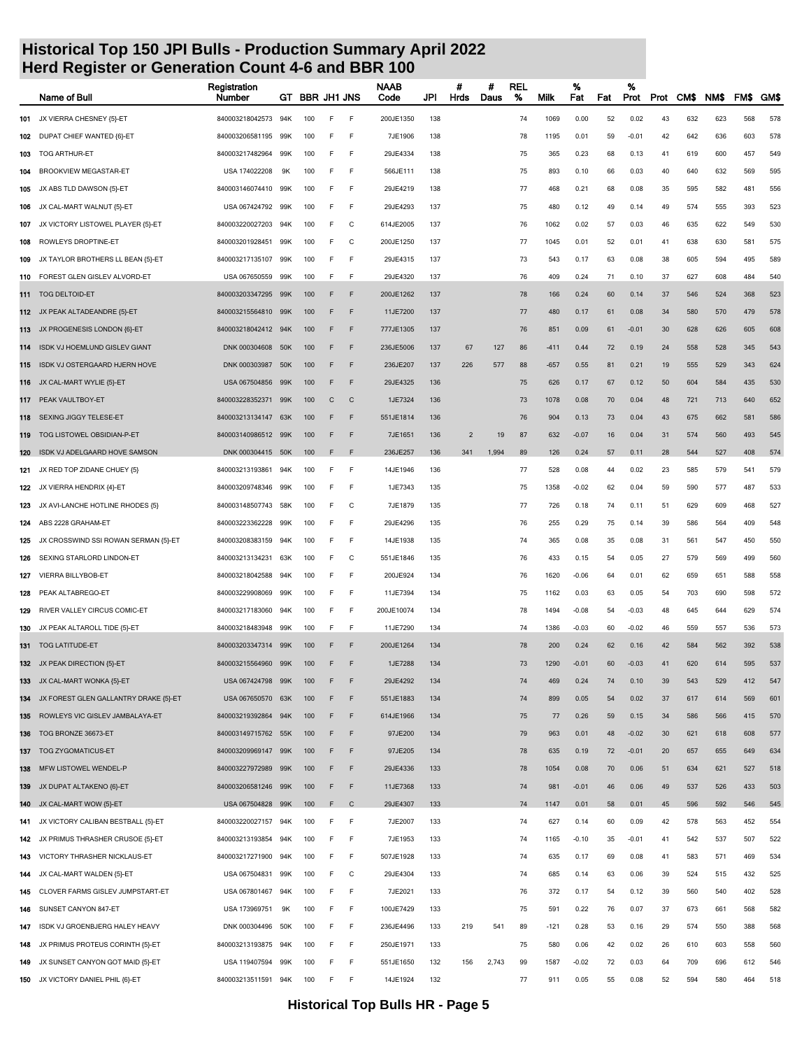# Historical Top 150 JPI Bulls - Production Summary April 2022
## Herd Register or Generation Count 4-6 and BBR 100

| | Name of Bull | Registration Number | GT | BBR | JH1 | JNS | NAAB Code | JPI | # Hrds | # Daus | REL % | Milk | % Fat | Fat | % Prot | Prot | CM$ | NM$ | FM$ | GM$ |
|---|---|---|---|---|---|---|---|---|---|---|---|---|---|---|---|---|---|---|---|---|
| 101 | JX VIERRA CHESNEY {5}-ET | 840003218042573 | 94K | 100 | F | F | 200JE1350 | 138 | | | 74 | 1069 | 0.00 | 52 | 0.02 | 43 | 632 | 623 | 568 | 578 |
| 102 | DUPAT CHIEF WANTED {6}-ET | 840003206581195 | 99K | 100 | F | F | 7JE1906 | 138 | | | 78 | 1195 | 0.01 | 59 | -0.01 | 42 | 642 | 636 | 603 | 578 |
| 103 | TOG ARTHUR-ET | 840003217482964 | 99K | 100 | F | F | 29JE4334 | 138 | | | 75 | 365 | 0.23 | 68 | 0.13 | 41 | 619 | 600 | 457 | 549 |
| 104 | BROOKVIEW MEGASTAR-ET | USA 174022208 | 9K | 100 | F | F | 566JE111 | 138 | | | 75 | 893 | 0.10 | 66 | 0.03 | 40 | 640 | 632 | 569 | 595 |
| 105 | JX ABS TLD DAWSON {5}-ET | 840003146074410 | 99K | 100 | F | F | 29JE4219 | 138 | | | 77 | 468 | 0.21 | 68 | 0.08 | 35 | 595 | 582 | 481 | 556 |
| 106 | JX CAL-MART WALNUT {5}-ET | USA 067424792 | 99K | 100 | F | F | 29JE4293 | 137 | | | 75 | 480 | 0.12 | 49 | 0.14 | 49 | 574 | 555 | 393 | 523 |
| 107 | JX VICTORY LISTOWEL PLAYER {5}-ET | 840003220027203 | 94K | 100 | F | C | 614JE2005 | 137 | | | 76 | 1062 | 0.02 | 57 | 0.03 | 46 | 635 | 622 | 549 | 530 |
| 108 | ROWLEYS DROPTINE-ET | 840003201928451 | 99K | 100 | F | C | 200JE1250 | 137 | | | 77 | 1045 | 0.01 | 52 | 0.01 | 41 | 638 | 630 | 581 | 575 |
| 109 | JX TAYLOR BROTHERS LL BEAN {5}-ET | 840003217135107 | 99K | 100 | F | F | 29JE4315 | 137 | | | 73 | 543 | 0.17 | 63 | 0.08 | 38 | 605 | 594 | 495 | 589 |
| 110 | FOREST GLEN GISLEV ALVORD-ET | USA 067650559 | 99K | 100 | F | F | 29JE4320 | 137 | | | 76 | 409 | 0.24 | 71 | 0.10 | 37 | 627 | 608 | 484 | 540 |
| 111 | TOG DELTOID-ET | 840003203347295 | 99K | 100 | F | F | 200JE1262 | 137 | | | 78 | 166 | 0.24 | 60 | 0.14 | 37 | 546 | 524 | 368 | 523 |
| 112 | JX PEAK ALTADEANDRE {5}-ET | 840003215564810 | 99K | 100 | F | F | 11JE7200 | 137 | | | 77 | 480 | 0.17 | 61 | 0.08 | 34 | 580 | 570 | 479 | 578 |
| 113 | JX PROGENESIS LONDON {6}-ET | 840003218042412 | 94K | 100 | F | F | 777JE1305 | 137 | | | 76 | 851 | 0.09 | 61 | -0.01 | 30 | 628 | 626 | 605 | 608 |
| 114 | ISDK VJ HOEMLUND GISLEV GIANT | DNK 000304608 | 50K | 100 | F | F | 236JE5006 | 137 | 67 | 127 | 86 | -411 | 0.44 | 72 | 0.19 | 24 | 558 | 528 | 345 | 543 |
| 115 | ISDK VJ OSTERGAARD HJERN HOVE | DNK 000303987 | 50K | 100 | F | F | 236JE207 | 137 | 226 | 577 | 88 | -657 | 0.55 | 81 | 0.21 | 19 | 555 | 529 | 343 | 624 |
| 116 | JX CAL-MART WYLIE {5}-ET | USA 067504856 | 99K | 100 | F | F | 29JE4325 | 136 | | | 75 | 626 | 0.17 | 67 | 0.12 | 50 | 604 | 584 | 435 | 530 |
| 117 | PEAK VAULTBOY-ET | 840003228352371 | 99K | 100 | C | C | 1JE7324 | 136 | | | 73 | 1078 | 0.08 | 70 | 0.04 | 48 | 721 | 713 | 640 | 652 |
| 118 | SEXING JIGGY TELESE-ET | 840003213134147 | 63K | 100 | F | F | 551JE1814 | 136 | | | 76 | 904 | 0.13 | 73 | 0.04 | 43 | 675 | 662 | 581 | 586 |
| 119 | TOG LISTOWEL OBSIDIAN-P-ET | 840003140986512 | 99K | 100 | F | F | 7JE1651 | 136 | 2 | 19 | 87 | 632 | -0.07 | 16 | 0.04 | 31 | 574 | 560 | 493 | 545 |
| 120 | ISDK VJ ADELGAARD HOVE SAMSON | DNK 000304415 | 50K | 100 | F | F | 236JE257 | 136 | 341 | 1,994 | 89 | 126 | 0.24 | 57 | 0.11 | 28 | 544 | 527 | 408 | 574 |
| 121 | JX RED TOP ZIDANE CHUEY {5} | 840003213193861 | 94K | 100 | F | F | 14JE1946 | 136 | | | 77 | 528 | 0.08 | 44 | 0.02 | 23 | 585 | 579 | 541 | 579 |
| 122 | JX VIERRA HENDRIX {4}-ET | 840003209748346 | 99K | 100 | F | F | 1JE7343 | 135 | | | 75 | 1358 | -0.02 | 62 | 0.04 | 59 | 590 | 577 | 487 | 533 |
| 123 | JX AVI-LANCHE HOTLINE RHODES {5} | 840003148507743 | 58K | 100 | F | C | 7JE1879 | 135 | | | 77 | 726 | 0.18 | 74 | 0.11 | 51 | 629 | 609 | 468 | 527 |
| 124 | ABS 2228 GRAHAM-ET | 840003223362228 | 99K | 100 | F | F | 29JE4296 | 135 | | | 76 | 255 | 0.29 | 75 | 0.14 | 39 | 586 | 564 | 409 | 548 |
| 125 | JX CROSSWIND SSI ROWAN SERMAN {5}-ET | 840003208383159 | 94K | 100 | F | F | 14JE1938 | 135 | | | 74 | 365 | 0.08 | 35 | 0.08 | 31 | 561 | 547 | 450 | 550 |
| 126 | SEXING STARLORD LINDON-ET | 840003213134231 | 63K | 100 | F | C | 551JE1846 | 135 | | | 76 | 433 | 0.15 | 54 | 0.05 | 27 | 579 | 569 | 499 | 560 |
| 127 | VIERRA BILLYBOB-ET | 840003218042588 | 94K | 100 | F | F | 200JE924 | 134 | | | 76 | 1620 | -0.06 | 64 | 0.01 | 62 | 659 | 651 | 588 | 558 |
| 128 | PEAK ALTABREGO-ET | 840003229908069 | 99K | 100 | F | F | 11JE7394 | 134 | | | 75 | 1162 | 0.03 | 63 | 0.05 | 54 | 703 | 690 | 598 | 572 |
| 129 | RIVER VALLEY CIRCUS COMIC-ET | 840003217183060 | 94K | 100 | F | F | 200JE10074 | 134 | | | 78 | 1494 | -0.08 | 54 | -0.03 | 48 | 645 | 644 | 629 | 574 |
| 130 | JX PEAK ALTAROLL TIDE {5}-ET | 840003218483948 | 99K | 100 | F | F | 11JE7290 | 134 | | | 74 | 1386 | -0.03 | 60 | -0.02 | 46 | 559 | 557 | 536 | 573 |
| 131 | TOG LATITUDE-ET | 840003203347314 | 99K | 100 | F | F | 200JE1264 | 134 | | | 78 | 200 | 0.24 | 62 | 0.16 | 42 | 584 | 562 | 392 | 538 |
| 132 | JX PEAK DIRECTION {5}-ET | 840003215564960 | 99K | 100 | F | F | 1JE7288 | 134 | | | 73 | 1290 | -0.01 | 60 | -0.03 | 41 | 620 | 614 | 595 | 537 |
| 133 | JX CAL-MART WONKA {5}-ET | USA 067424798 | 99K | 100 | F | F | 29JE4292 | 134 | | | 74 | 469 | 0.24 | 74 | 0.10 | 39 | 543 | 529 | 412 | 547 |
| 134 | JX FOREST GLEN GALLANTRY DRAKE {5}-ET | USA 067650570 | 63K | 100 | F | F | 551JE1883 | 134 | | | 74 | 899 | 0.05 | 54 | 0.02 | 37 | 617 | 614 | 569 | 601 |
| 135 | ROWLEYS VIC GISLEV JAMBALAYA-ET | 840003219392864 | 94K | 100 | F | F | 614JE1966 | 134 | | | 75 | 77 | 0.26 | 59 | 0.15 | 34 | 586 | 566 | 415 | 570 |
| 136 | TOG BRONZE 36673-ET | 840003149715762 | 55K | 100 | F | F | 97JE200 | 134 | | | 79 | 963 | 0.01 | 48 | -0.02 | 30 | 621 | 618 | 608 | 577 |
| 137 | TOG ZYGOMATICUS-ET | 840003209969147 | 99K | 100 | F | F | 97JE205 | 134 | | | 78 | 635 | 0.19 | 72 | -0.01 | 20 | 657 | 655 | 649 | 634 |
| 138 | MFW LISTOWEL WENDEL-P | 840003227972989 | 99K | 100 | F | F | 29JE4336 | 133 | | | 78 | 1054 | 0.08 | 70 | 0.06 | 51 | 634 | 621 | 527 | 518 |
| 139 | JX DUPAT ALTAKENO {6}-ET | 840003206581246 | 99K | 100 | F | F | 11JE7368 | 133 | | | 74 | 981 | -0.01 | 46 | 0.06 | 49 | 537 | 526 | 433 | 503 |
| 140 | JX CAL-MART WOW {5}-ET | USA 067504828 | 99K | 100 | F | C | 29JE4307 | 133 | | | 74 | 1147 | 0.01 | 58 | 0.01 | 45 | 596 | 592 | 546 | 545 |
| 141 | JX VICTORY CALIBAN BESTBALL {5}-ET | 840003220027157 | 94K | 100 | F | F | 7JE2007 | 133 | | | 74 | 627 | 0.14 | 60 | 0.09 | 42 | 578 | 563 | 452 | 554 |
| 142 | JX PRIMUS THRASHER CRUSOE {5}-ET | 840003213193854 | 94K | 100 | F | F | 7JE1953 | 133 | | | 74 | 1165 | -0.10 | 35 | -0.01 | 41 | 542 | 537 | 507 | 522 |
| 143 | VICTORY THRASHER NICKLAUS-ET | 840003217271900 | 94K | 100 | F | F | 507JE1928 | 133 | | | 74 | 635 | 0.17 | 69 | 0.08 | 41 | 583 | 571 | 469 | 534 |
| 144 | JX CAL-MART WALDEN {5}-ET | USA 067504831 | 99K | 100 | F | C | 29JE4304 | 133 | | | 74 | 685 | 0.14 | 63 | 0.06 | 39 | 524 | 515 | 432 | 525 |
| 145 | CLOVER FARMS GISLEV JUMPSTART-ET | USA 067801467 | 94K | 100 | F | F | 7JE2021 | 133 | | | 76 | 372 | 0.17 | 54 | 0.12 | 39 | 560 | 540 | 402 | 528 |
| 146 | SUNSET CANYON 847-ET | USA 173969751 | 9K | 100 | F | F | 100JE7429 | 133 | | | 75 | 591 | 0.22 | 76 | 0.07 | 37 | 673 | 661 | 568 | 582 |
| 147 | ISDK VJ GROENBJERG HALEY HEAVY | DNK 000304496 | 50K | 100 | F | F | 236JE4496 | 133 | 219 | 541 | 89 | -121 | 0.28 | 53 | 0.16 | 29 | 574 | 550 | 388 | 568 |
| 148 | JX PRIMUS PROTEUS CORINTH {5}-ET | 840003213193875 | 94K | 100 | F | F | 250JE1971 | 133 | | | 75 | 580 | 0.06 | 42 | 0.02 | 26 | 610 | 603 | 558 | 560 |
| 149 | JX SUNSET CANYON GOT MAID {5}-ET | USA 119407594 | 99K | 100 | F | F | 551JE1650 | 132 | 156 | 2,743 | 99 | 1587 | -0.02 | 72 | 0.03 | 64 | 709 | 696 | 612 | 546 |
| 150 | JX VICTORY DANIEL PHIL {6}-ET | 840003213511591 | 94K | 100 | F | F | 14JE1924 | 132 | | | 77 | 911 | 0.05 | 55 | 0.08 | 52 | 594 | 580 | 464 | 518 |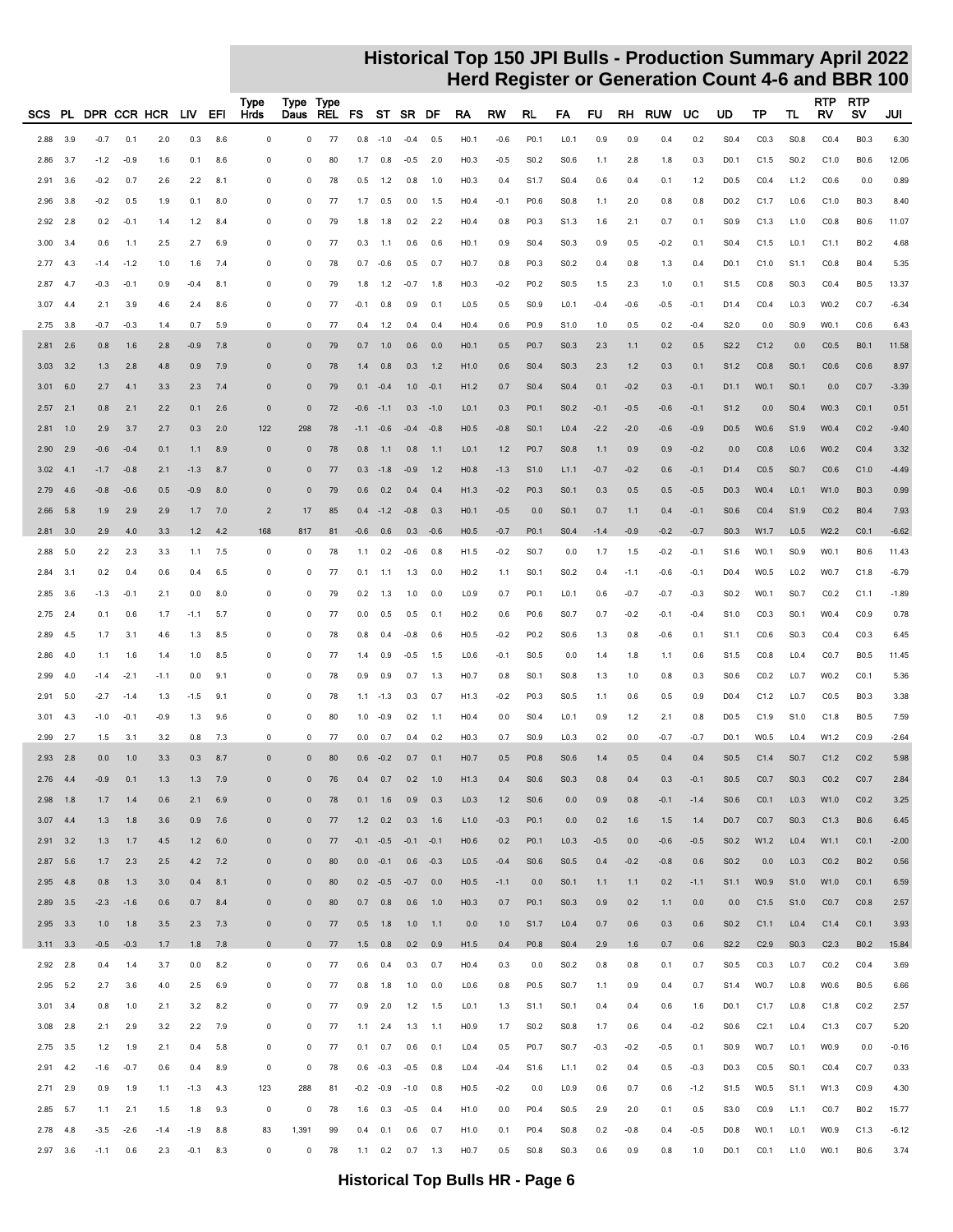# Historical Top 150 JPI Bulls - Production Summary April 2022
## Herd Register or Generation Count 4-6 and BBR 100

| SCS | PL | DPR | CCR | HCR | LIV | EFI | Type Hrds | Type Daus | Type REL | FS | ST | SR | DF | RA | RW | RL | FA | FU | RH | RUW | UC | UD | TP | TL | RTP RV | RTP SV | JUI |
|---|---|---|---|---|---|---|---|---|---|---|---|---|---|---|---|---|---|---|---|---|---|---|---|---|---|---|---|
| 2.88 | 3.9 | -0.7 | 0.1 | 2.0 | 0.3 | 8.6 | 0 | 0 | 77 | 0.8 | -1.0 | -0.4 | 0.5 | H0.1 | -0.6 | P0.1 | L0.1 | 0.9 | 0.9 | 0.4 | 0.2 | S0.4 | C0.3 | S0.8 | C0.4 | B0.3 | 6.30 |
| 2.86 | 3.7 | -1.2 | -0.9 | 1.6 | 0.1 | 8.6 | 0 | 0 | 80 | 1.7 | 0.8 | -0.5 | 2.0 | H0.3 | -0.5 | S0.2 | S0.6 | 1.1 | 2.8 | 1.8 | 0.3 | D0.1 | C1.5 | S0.2 | C1.0 | B0.6 | 12.06 |
| 2.91 | 3.6 | -0.2 | 0.7 | 2.6 | 2.2 | 8.1 | 0 | 0 | 78 | 0.5 | 1.2 | 0.8 | 1.0 | H0.3 | 0.4 | S1.7 | S0.4 | 0.6 | 0.4 | 0.1 | 1.2 | D0.5 | C0.4 | L1.2 | C0.6 | 0.0 | 0.89 |
| 2.96 | 3.8 | -0.2 | 0.5 | 1.9 | 0.1 | 8.0 | 0 | 0 | 77 | 1.7 | 0.5 | 0.0 | 1.5 | H0.4 | -0.1 | P0.6 | S0.8 | 1.1 | 2.0 | 0.8 | 0.8 | D0.2 | C1.7 | L0.6 | C1.0 | B0.3 | 8.40 |
| 2.92 | 2.8 | 0.2 | -0.1 | 1.4 | 1.2 | 8.4 | 0 | 0 | 79 | 1.8 | 1.8 | 0.2 | 2.2 | H0.4 | 0.8 | P0.3 | S1.3 | 1.6 | 2.1 | 0.7 | 0.1 | S0.9 | C1.3 | L1.0 | C0.8 | B0.6 | 11.07 |
| 3.00 | 3.4 | 0.6 | 1.1 | 2.5 | 2.7 | 6.9 | 0 | 0 | 77 | 0.3 | 1.1 | 0.6 | 0.6 | H0.1 | 0.9 | S0.4 | S0.3 | 0.9 | 0.5 | -0.2 | 0.1 | S0.4 | C1.5 | L0.1 | C1.1 | B0.2 | 4.68 |
| 2.77 | 4.3 | -1.4 | -1.2 | 1.0 | 1.6 | 7.4 | 0 | 0 | 78 | 0.7 | -0.6 | 0.5 | 0.7 | H0.7 | 0.8 | P0.3 | S0.2 | 0.4 | 0.8 | 1.3 | 0.4 | D0.1 | C1.0 | S1.1 | C0.8 | B0.4 | 5.35 |
| 2.87 | 4.7 | -0.3 | -0.1 | 0.9 | -0.4 | 8.1 | 0 | 0 | 79 | 1.8 | 1.2 | -0.7 | 1.8 | H0.3 | -0.2 | P0.2 | S0.5 | 1.5 | 2.3 | 1.0 | 0.1 | S1.5 | C0.8 | S0.3 | C0.4 | B0.5 | 13.37 |
| 3.07 | 4.4 | 2.1 | 3.9 | 4.6 | 2.4 | 8.6 | 0 | 0 | 77 | -0.1 | 0.8 | 0.9 | 0.1 | L0.5 | 0.5 | S0.9 | L0.1 | -0.4 | -0.6 | -0.5 | -0.1 | D1.4 | C0.4 | L0.3 | W0.2 | C0.7 | -6.34 |
| 2.75 | 3.8 | -0.7 | -0.3 | 1.4 | 0.7 | 5.9 | 0 | 0 | 77 | 0.4 | 1.2 | 0.4 | 0.4 | H0.4 | 0.6 | P0.9 | S1.0 | 1.0 | 0.5 | 0.2 | -0.4 | S2.0 | 0.0 | S0.9 | W0.1 | C0.6 | 6.43 |
| 2.81 | 2.6 | 0.8 | 1.6 | 2.8 | -0.9 | 7.8 | 0 | 0 | 79 | 0.7 | 1.0 | 0.6 | 0.0 | H0.1 | 0.5 | P0.7 | S0.3 | 2.3 | 1.1 | 0.2 | 0.5 | S2.2 | C1.2 | 0.0 | C0.5 | B0.1 | 11.58 |
| 3.03 | 3.2 | 1.3 | 2.8 | 4.8 | 0.9 | 7.9 | 0 | 0 | 78 | 1.4 | 0.8 | 0.3 | 1.2 | H1.0 | 0.6 | S0.4 | S0.3 | 2.3 | 1.2 | 0.3 | 0.1 | S1.2 | C0.8 | S0.1 | C0.6 | C0.6 | 8.97 |
| 3.01 | 6.0 | 2.7 | 4.1 | 3.3 | 2.3 | 7.4 | 0 | 0 | 79 | 0.1 | -0.4 | 1.0 | -0.1 | H1.2 | 0.7 | S0.4 | S0.4 | 0.1 | -0.2 | 0.3 | -0.1 | D1.1 | W0.1 | S0.1 | 0.0 | C0.7 | -3.39 |
| 2.57 | 2.1 | 0.8 | 2.1 | 2.2 | 0.1 | 2.6 | 0 | 0 | 72 | -0.6 | -1.1 | 0.3 | -1.0 | L0.1 | 0.3 | P0.1 | S0.2 | -0.1 | -0.5 | -0.6 | -0.1 | S1.2 | 0.0 | S0.4 | W0.3 | C0.1 | 0.51 |
| 2.81 | 1.0 | 2.9 | 3.7 | 2.7 | 0.3 | 2.0 | 122 | 298 | 78 | -1.1 | -0.6 | -0.4 | -0.8 | H0.5 | -0.8 | S0.1 | L0.4 | -2.2 | -2.0 | -0.6 | -0.9 | D0.5 | W0.6 | S1.9 | W0.4 | C0.2 | -9.40 |
| 2.90 | 2.9 | -0.6 | -0.4 | 0.1 | 1.1 | 8.9 | 0 | 0 | 78 | 0.8 | 1.1 | 0.8 | 1.1 | L0.1 | 1.2 | P0.7 | S0.8 | 1.1 | 0.9 | 0.9 | -0.2 | 0.0 | C0.8 | L0.6 | W0.2 | C0.4 | 3.32 |
| 3.02 | 4.1 | -1.7 | -0.8 | 2.1 | -1.3 | 8.7 | 0 | 0 | 77 | 0.3 | -1.8 | -0.9 | 1.2 | H0.8 | -1.3 | S1.0 | L1.1 | -0.7 | -0.2 | 0.6 | -0.1 | D1.4 | C0.5 | S0.7 | C0.6 | C1.0 | -4.49 |
| 2.79 | 4.6 | -0.8 | -0.6 | 0.5 | -0.9 | 8.0 | 0 | 0 | 79 | 0.6 | 0.2 | 0.4 | 0.4 | H1.3 | -0.2 | P0.3 | S0.1 | 0.3 | 0.5 | 0.5 | -0.5 | D0.3 | W0.4 | L0.1 | W1.0 | B0.3 | 0.99 |
| 2.66 | 5.8 | 1.9 | 2.9 | 2.9 | 1.7 | 7.0 | 2 | 17 | 85 | 0.4 | -1.2 | -0.8 | 0.3 | H0.1 | -0.5 | 0.0 | S0.1 | 0.7 | 1.1 | 0.4 | -0.1 | S0.6 | C0.4 | S1.9 | C0.2 | B0.4 | 7.93 |
| 2.81 | 3.0 | 2.9 | 4.0 | 3.3 | 1.2 | 4.2 | 168 | 817 | 81 | -0.6 | 0.6 | 0.3 | -0.6 | H0.5 | -0.7 | P0.1 | S0.4 | -1.4 | -0.9 | -0.2 | -0.7 | S0.3 | W1.7 | L0.5 | W2.2 | C0.1 | -6.62 |
| 2.88 | 5.0 | 2.2 | 2.3 | 3.3 | 1.1 | 7.5 | 0 | 0 | 78 | 1.1 | 0.2 | -0.6 | 0.8 | H1.5 | -0.2 | S0.7 | 0.0 | 1.7 | 1.5 | -0.2 | -0.1 | S1.6 | W0.1 | S0.9 | W0.1 | B0.6 | 11.43 |
| 2.84 | 3.1 | 0.2 | 0.4 | 0.6 | 0.4 | 6.5 | 0 | 0 | 77 | 0.1 | 1.1 | 1.3 | 0.0 | H0.2 | 1.1 | S0.1 | S0.2 | 0.4 | -1.1 | -0.6 | -0.1 | D0.4 | W0.5 | L0.2 | W0.7 | C1.8 | -6.79 |
| 2.85 | 3.6 | -1.3 | -0.1 | 2.1 | 0.0 | 8.0 | 0 | 0 | 79 | 0.2 | 1.3 | 1.0 | 0.0 | L0.9 | 0.7 | P0.1 | L0.1 | 0.6 | -0.7 | -0.7 | -0.3 | S0.2 | W0.1 | S0.7 | C0.2 | C1.1 | -1.89 |
| 2.75 | 2.4 | 0.1 | 0.6 | 1.7 | -1.1 | 5.7 | 0 | 0 | 77 | 0.0 | 0.5 | 0.5 | 0.1 | H0.2 | 0.6 | P0.6 | S0.7 | 0.7 | -0.2 | -0.1 | -0.4 | S1.0 | C0.3 | S0.1 | W0.4 | C0.9 | 0.78 |
| 2.89 | 4.5 | 1.7 | 3.1 | 4.6 | 1.3 | 8.5 | 0 | 0 | 78 | 0.8 | 0.4 | -0.8 | 0.6 | H0.5 | -0.2 | P0.2 | S0.6 | 1.3 | 0.8 | -0.6 | 0.1 | S1.1 | C0.6 | S0.3 | C0.4 | C0.3 | 6.45 |
| 2.86 | 4.0 | 1.1 | 1.6 | 1.4 | 1.0 | 8.5 | 0 | 0 | 77 | 1.4 | 0.9 | -0.5 | 1.5 | L0.6 | -0.1 | S0.5 | 0.0 | 1.4 | 1.8 | 1.1 | 0.6 | S1.5 | C0.8 | L0.4 | C0.7 | B0.5 | 11.45 |
| 2.99 | 4.0 | -1.4 | -2.1 | -1.1 | 0.0 | 9.1 | 0 | 0 | 78 | 0.9 | 0.9 | 0.7 | 1.3 | H0.7 | 0.8 | S0.1 | S0.8 | 1.3 | 1.0 | 0.8 | 0.3 | S0.6 | C0.2 | L0.7 | W0.2 | C0.1 | 5.36 |
| 2.91 | 5.0 | -2.7 | -1.4 | 1.3 | -1.5 | 9.1 | 0 | 0 | 78 | 1.1 | -1.3 | 0.3 | 0.7 | H1.3 | -0.2 | P0.3 | S0.5 | 1.1 | 0.6 | 0.5 | 0.9 | D0.4 | C1.2 | L0.7 | C0.5 | B0.3 | 3.38 |
| 3.01 | 4.3 | -1.0 | -0.1 | -0.9 | 1.3 | 9.6 | 0 | 0 | 80 | 1.0 | -0.9 | 0.2 | 1.1 | H0.4 | 0.0 | S0.4 | L0.1 | 0.9 | 1.2 | 2.1 | 0.8 | D0.5 | C1.9 | S1.0 | C1.8 | B0.5 | 7.59 |
| 2.99 | 2.7 | 1.5 | 3.1 | 3.2 | 0.8 | 7.3 | 0 | 0 | 77 | 0.0 | 0.7 | 0.4 | 0.2 | H0.3 | 0.7 | S0.9 | L0.3 | 0.2 | 0.0 | -0.7 | -0.7 | D0.1 | W0.5 | L0.4 | W1.2 | C0.9 | -2.64 |
| 2.93 | 2.8 | 0.0 | 1.0 | 3.3 | 0.3 | 8.7 | 0 | 0 | 80 | 0.6 | -0.2 | 0.7 | 0.1 | H0.7 | 0.5 | P0.8 | S0.6 | 1.4 | 0.5 | 0.4 | 0.4 | S0.5 | C1.4 | S0.7 | C1.2 | C0.2 | 5.98 |
| 2.76 | 4.4 | -0.9 | 0.1 | 1.3 | 1.3 | 7.9 | 0 | 0 | 76 | 0.4 | 0.7 | 0.2 | 1.0 | H1.3 | 0.4 | S0.6 | S0.3 | 0.8 | 0.4 | 0.3 | -0.1 | S0.5 | C0.7 | S0.3 | C0.2 | C0.7 | 2.84 |
| 2.98 | 1.8 | 1.7 | 1.4 | 0.6 | 2.1 | 6.9 | 0 | 0 | 78 | 0.1 | 1.6 | 0.9 | 0.3 | L0.3 | 1.2 | S0.6 | 0.0 | 0.9 | 0.8 | -0.1 | -1.4 | S0.6 | C0.1 | L0.3 | W1.0 | C0.2 | 3.25 |
| 3.07 | 4.4 | 1.3 | 1.8 | 3.6 | 0.9 | 7.6 | 0 | 0 | 77 | 1.2 | 0.2 | 0.3 | 1.6 | L1.0 | -0.3 | P0.1 | 0.0 | 0.2 | 1.6 | 1.5 | 1.4 | D0.7 | C0.7 | S0.3 | C1.3 | B0.6 | 6.45 |
| 2.91 | 3.2 | 1.3 | 1.7 | 4.5 | 1.2 | 6.0 | 0 | 0 | 77 | -0.1 | -0.5 | -0.1 | -0.1 | H0.6 | 0.2 | P0.1 | L0.3 | -0.5 | 0.0 | -0.6 | -0.5 | S0.2 | W1.2 | L0.4 | W1.1 | C0.1 | -2.00 |
| 2.87 | 5.6 | 1.7 | 2.3 | 2.5 | 4.2 | 7.2 | 0 | 0 | 80 | 0.0 | -0.1 | 0.6 | -0.3 | L0.5 | -0.4 | S0.6 | S0.5 | 0.4 | -0.2 | -0.8 | 0.6 | S0.2 | 0.0 | L0.3 | C0.2 | B0.2 | 0.56 |
| 2.95 | 4.8 | 0.8 | 1.3 | 3.0 | 0.4 | 8.1 | 0 | 0 | 80 | 0.2 | -0.5 | -0.7 | 0.0 | H0.5 | -1.1 | 0.0 | S0.1 | 1.1 | 1.1 | 0.2 | -1.1 | S1.1 | W0.9 | S1.0 | W1.0 | C0.1 | 6.59 |
| 2.89 | 3.5 | -2.3 | -1.6 | 0.6 | 0.7 | 8.4 | 0 | 0 | 80 | 0.7 | 0.8 | 0.6 | 1.0 | H0.3 | 0.7 | P0.1 | S0.3 | 0.9 | 0.2 | 1.1 | 0.0 | 0.0 | C1.5 | S1.0 | C0.7 | C0.8 | 2.57 |
| 2.95 | 3.3 | 1.0 | 1.8 | 3.5 | 2.3 | 7.3 | 0 | 0 | 77 | 0.5 | 1.8 | 1.0 | 1.1 | 0.0 | 1.0 | S1.7 | L0.4 | 0.7 | 0.6 | 0.3 | 0.6 | S0.2 | C1.1 | L0.4 | C1.4 | C0.1 | 3.93 |
| 3.11 | 3.3 | -0.5 | -0.3 | 1.7 | 1.8 | 7.8 | 0 | 0 | 77 | 1.5 | 0.8 | 0.2 | 0.9 | H1.5 | 0.4 | P0.8 | S0.4 | 2.9 | 1.6 | 0.7 | 0.6 | S2.2 | C2.9 | S0.3 | C2.3 | B0.2 | 15.84 |
| 2.92 | 2.8 | 0.4 | 1.4 | 3.7 | 0.0 | 8.2 | 0 | 0 | 77 | 0.6 | 0.4 | 0.3 | 0.7 | H0.4 | 0.3 | 0.0 | S0.2 | 0.8 | 0.8 | 0.1 | 0.7 | S0.5 | C0.3 | L0.7 | C0.2 | C0.4 | 3.69 |
| 2.95 | 5.2 | 2.7 | 3.6 | 4.0 | 2.5 | 6.9 | 0 | 0 | 77 | 0.8 | 1.8 | 1.0 | 0.0 | L0.6 | 0.8 | P0.5 | S0.7 | 1.1 | 0.9 | 0.4 | 0.7 | S1.4 | W0.7 | L0.8 | W0.6 | B0.5 | 6.66 |
| 3.01 | 3.4 | 0.8 | 1.0 | 2.1 | 3.2 | 8.2 | 0 | 0 | 77 | 0.9 | 2.0 | 1.2 | 1.5 | L0.1 | 1.3 | S1.1 | S0.1 | 0.4 | 0.4 | 0.6 | 1.6 | D0.1 | C1.7 | L0.8 | C1.8 | C0.2 | 2.57 |
| 3.08 | 2.8 | 2.1 | 2.9 | 3.2 | 2.2 | 7.9 | 0 | 0 | 77 | 1.1 | 2.4 | 1.3 | 1.1 | H0.9 | 1.7 | S0.2 | S0.8 | 1.7 | 0.6 | 0.4 | -0.2 | S0.6 | C2.1 | L0.4 | C1.3 | C0.7 | 5.20 |
| 2.75 | 3.5 | 1.2 | 1.9 | 2.1 | 0.4 | 5.8 | 0 | 0 | 77 | 0.1 | 0.7 | 0.6 | 0.1 | L0.4 | 0.5 | P0.7 | S0.7 | -0.3 | -0.2 | -0.5 | 0.1 | S0.9 | W0.7 | L0.1 | W0.9 | 0.0 | -0.16 |
| 2.91 | 4.2 | -1.6 | -0.7 | 0.6 | 0.4 | 8.9 | 0 | 0 | 78 | 0.6 | -0.3 | -0.5 | 0.8 | L0.4 | -0.4 | S1.6 | L1.1 | 0.2 | 0.4 | 0.5 | -0.3 | D0.3 | C0.5 | S0.1 | C0.4 | C0.7 | 0.33 |
| 2.71 | 2.9 | 0.9 | 1.9 | 1.1 | -1.3 | 4.3 | 123 | 288 | 81 | -0.2 | -0.9 | -1.0 | 0.8 | H0.5 | -0.2 | 0.0 | L0.9 | 0.6 | 0.7 | 0.6 | -1.2 | S1.5 | W0.5 | S1.1 | W1.3 | C0.9 | 4.30 |
| 2.85 | 5.7 | 1.1 | 2.1 | 1.5 | 1.8 | 9.3 | 0 | 0 | 78 | 1.6 | 0.3 | -0.5 | 0.4 | H1.0 | 0.0 | P0.4 | S0.5 | 2.9 | 2.0 | 0.1 | 0.5 | S3.0 | C0.9 | L1.1 | C0.7 | B0.2 | 15.77 |
| 2.78 | 4.8 | -3.5 | -2.6 | -1.4 | -1.9 | 8.8 | 83 | 1,391 | 99 | 0.4 | 0.1 | 0.6 | 0.7 | H1.0 | 0.1 | P0.4 | S0.8 | 0.2 | -0.8 | 0.4 | -0.5 | D0.8 | W0.1 | L0.1 | W0.9 | C1.3 | -6.12 |
| 2.97 | 3.6 | -1.1 | 0.6 | 2.3 | -0.1 | 8.3 | 0 | 0 | 78 | 1.1 | 0.2 | 0.7 | 1.3 | H0.7 | 0.5 | S0.8 | S0.3 | 0.6 | 0.9 | 0.8 | 1.0 | D0.1 | C0.1 | L1.0 | W0.1 | B0.6 | 3.74 |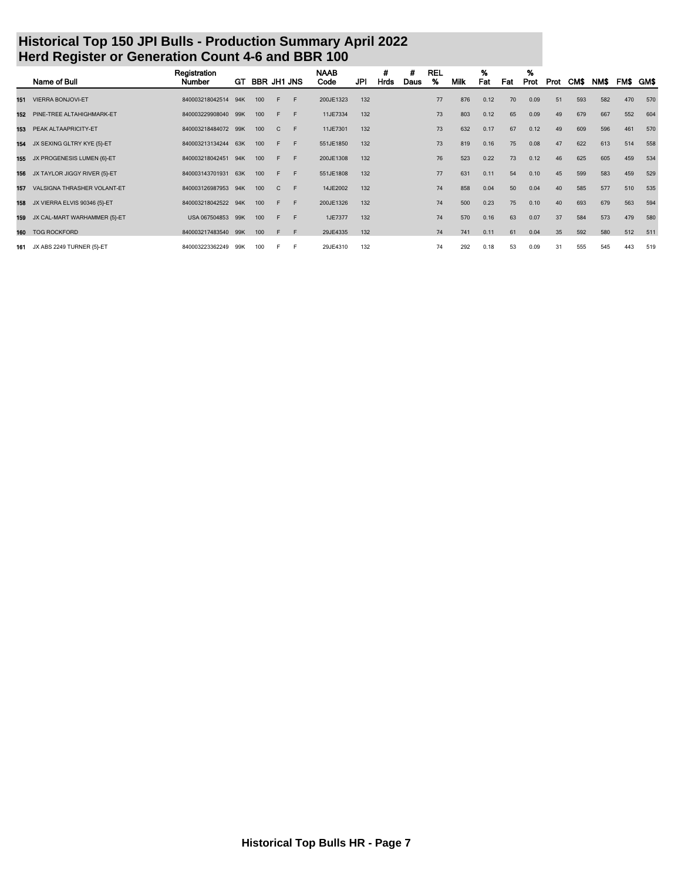# Historical Top 150 JPI Bulls - Production Summary April 2022
## Herd Register or Generation Count 4-6 and BBR 100

| | Name of Bull | Registration Number | GT | BBR | JH1 | JNS | NAAB Code | JPI | # Hrds | # Daus | REL % | Milk | % Fat | Fat | % Prot | Prot | CM$ | NM$ | FM$ | GM$ |
|---|---|---|---|---|---|---|---|---|---|---|---|---|---|---|---|---|---|---|---|---|
| 151 | VIERRA BONJOVI-ET | 840003218042514 | 94K | 100 | F | F | 200JE1323 | 132 | | | 77 | 876 | 0.12 | 70 | 0.09 | 51 | 593 | 582 | 470 | 570 |
| 152 | PINE-TREE ALTAHIGHMARK-ET | 840003229908040 | 99K | 100 | F | F | 11JE7334 | 132 | | | 73 | 803 | 0.12 | 65 | 0.09 | 49 | 679 | 667 | 552 | 604 |
| 153 | PEAK ALTAAPRICITY-ET | 840003218484072 | 99K | 100 | C | F | 11JE7301 | 132 | | | 73 | 632 | 0.17 | 67 | 0.12 | 49 | 609 | 596 | 461 | 570 |
| 154 | JX SEXING GLTRY KYE {5}-ET | 840003213134244 | 63K | 100 | F | F | 551JE1850 | 132 | | | 73 | 819 | 0.16 | 75 | 0.08 | 47 | 622 | 613 | 514 | 558 |
| 155 | JX PROGENESIS LUMEN {6}-ET | 840003218042451 | 94K | 100 | F | F | 200JE1308 | 132 | | | 76 | 523 | 0.22 | 73 | 0.12 | 46 | 625 | 605 | 459 | 534 |
| 156 | JX TAYLOR JIGGY RIVER {5}-ET | 840003143701931 | 63K | 100 | F | F | 551JE1808 | 132 | | | 77 | 631 | 0.11 | 54 | 0.10 | 45 | 599 | 583 | 459 | 529 |
| 157 | VALSIGNA THRASHER VOLANT-ET | 840003126987953 | 94K | 100 | C | F | 14JE2002 | 132 | | | 74 | 858 | 0.04 | 50 | 0.04 | 40 | 585 | 577 | 510 | 535 |
| 158 | JX VIERRA ELVIS 90346 {5}-ET | 840003218042522 | 94K | 100 | F | F | 200JE1326 | 132 | | | 74 | 500 | 0.23 | 75 | 0.10 | 40 | 693 | 679 | 563 | 594 |
| 159 | JX CAL-MART WARHAMMER {5}-ET | USA 067504853 | 99K | 100 | F | F | 1JE7377 | 132 | | | 74 | 570 | 0.16 | 63 | 0.07 | 37 | 584 | 573 | 479 | 580 |
| 160 | TOG ROCKFORD | 840003217483540 | 99K | 100 | F | F | 29JE4335 | 132 | | | 74 | 741 | 0.11 | 61 | 0.04 | 35 | 592 | 580 | 512 | 511 |
| 161 | JX ABS 2249 TURNER {5}-ET | 840003223362249 | 99K | 100 | F | F | 29JE4310 | 132 | | | 74 | 292 | 0.18 | 53 | 0.09 | 31 | 555 | 545 | 443 | 519 |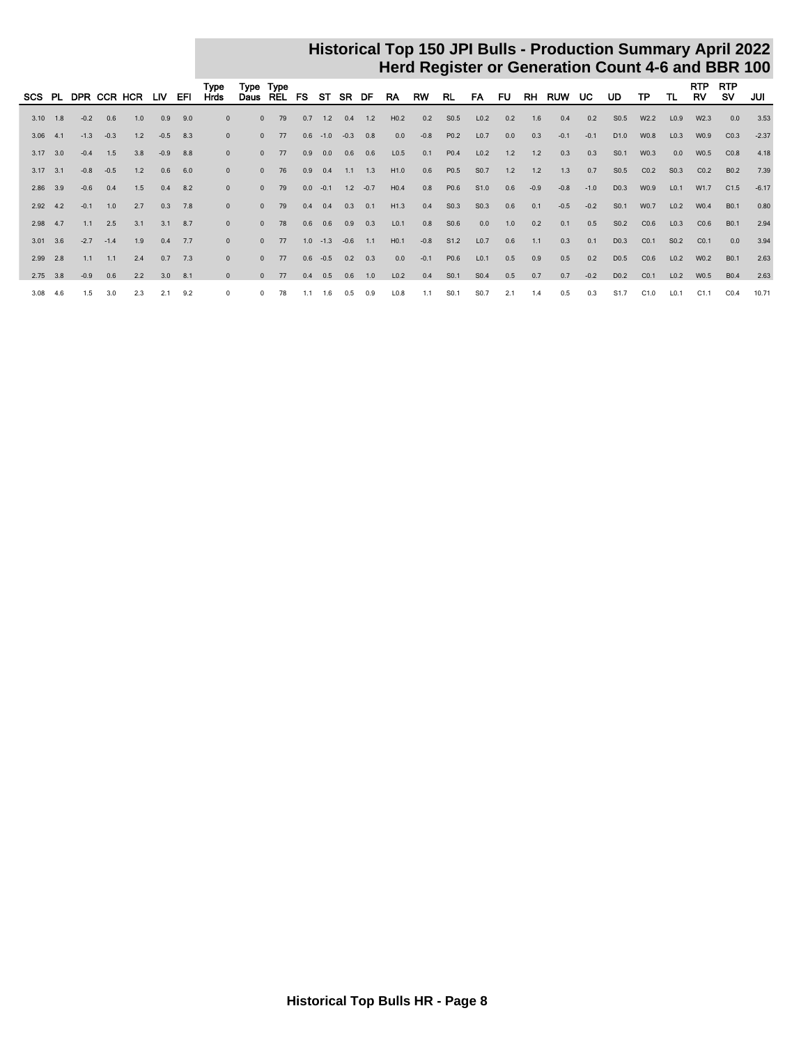# Historical Top 150 JPI Bulls - Production Summary April 2022
## Herd Register or Generation Count 4-6 and BBR 100

| SCS | PL | DPR | CCR | HCR | LIV | EFI | Type Hrds | Type Daus | Type REL | FS | ST | SR | DF | RA | RW | RL | FA | FU | RH | RUW | UC | UD | TP | TL | RTP RV | RTP SV | JUI |
|---|---|---|---|---|---|---|---|---|---|---|---|---|---|---|---|---|---|---|---|---|---|---|---|---|---|---|---|
| 3.10 | 1.8 | -0.2 | 0.6 | 1.0 | 0.9 | 9.0 | 0 | 0 | 79 | 0.7 | 1.2 | 0.4 | 1.2 | H0.2 | 0.2 | S0.5 | L0.2 | 0.2 | 1.6 | 0.4 | 0.2 | S0.5 | W2.2 | L0.9 | W2.3 | 0.0 | 3.53 |
| 3.06 | 4.1 | -1.3 | -0.3 | 1.2 | -0.5 | 8.3 | 0 | 0 | 77 | 0.6 | -1.0 | -0.3 | 0.8 | 0.0 | -0.8 | P0.2 | L0.7 | 0.0 | 0.3 | -0.1 | -0.1 | D1.0 | W0.8 | L0.3 | W0.9 | C0.3 | -2.37 |
| 3.17 | 3.0 | -0.4 | 1.5 | 3.8 | -0.9 | 8.8 | 0 | 0 | 77 | 0.9 | 0.0 | 0.6 | 0.6 | L0.5 | 0.1 | P0.4 | L0.2 | 1.2 | 1.2 | 0.3 | 0.3 | S0.1 | W0.3 | 0.0 | W0.5 | C0.8 | 4.18 |
| 3.17 | 3.1 | -0.8 | -0.5 | 1.2 | 0.6 | 6.0 | 0 | 0 | 76 | 0.9 | 0.4 | 1.1 | 1.3 | H1.0 | 0.6 | P0.5 | S0.7 | 1.2 | 1.2 | 1.3 | 0.7 | S0.5 | C0.2 | S0.3 | C0.2 | B0.2 | 7.39 |
| 2.86 | 3.9 | -0.6 | 0.4 | 1.5 | 0.4 | 8.2 | 0 | 0 | 79 | 0.0 | -0.1 | 1.2 | -0.7 | H0.4 | 0.8 | P0.6 | S1.0 | 0.6 | -0.9 | -0.8 | -1.0 | D0.3 | W0.9 | L0.1 | W1.7 | C1.5 | -6.17 |
| 2.92 | 4.2 | -0.1 | 1.0 | 2.7 | 0.3 | 7.8 | 0 | 0 | 79 | 0.4 | 0.4 | 0.3 | 0.1 | H1.3 | 0.4 | S0.3 | S0.3 | 0.6 | 0.1 | -0.5 | -0.2 | S0.1 | W0.7 | L0.2 | W0.4 | B0.1 | 0.80 |
| 2.98 | 4.7 | 1.1 | 2.5 | 3.1 | 3.1 | 8.7 | 0 | 0 | 78 | 0.6 | 0.6 | 0.9 | 0.3 | L0.1 | 0.8 | S0.6 | 0.0 | 1.0 | 0.2 | 0.1 | 0.5 | S0.2 | C0.6 | L0.3 | C0.6 | B0.1 | 2.94 |
| 3.01 | 3.6 | -2.7 | -1.4 | 1.9 | 0.4 | 7.7 | 0 | 0 | 77 | 1.0 | -1.3 | -0.6 | 1.1 | H0.1 | -0.8 | S1.2 | L0.7 | 0.6 | 1.1 | 0.3 | 0.1 | D0.3 | C0.1 | S0.2 | C0.1 | 0.0 | 3.94 |
| 2.99 | 2.8 | 1.1 | 1.1 | 2.4 | 0.7 | 7.3 | 0 | 0 | 77 | 0.6 | -0.5 | 0.2 | 0.3 | 0.0 | -0.1 | P0.6 | L0.1 | 0.5 | 0.9 | 0.5 | 0.2 | D0.5 | C0.6 | L0.2 | W0.2 | B0.1 | 2.63 |
| 2.75 | 3.8 | -0.9 | 0.6 | 2.2 | 3.0 | 8.1 | 0 | 0 | 77 | 0.4 | 0.5 | 0.6 | 1.0 | L0.2 | 0.4 | S0.1 | S0.4 | 0.5 | 0.7 | 0.7 | -0.2 | D0.2 | C0.1 | L0.2 | W0.5 | B0.4 | 2.63 |
| 3.08 | 4.6 | 1.5 | 3.0 | 2.3 | 2.1 | 9.2 | 0 | 0 | 78 | 1.1 | 1.6 | 0.5 | 0.9 | L0.8 | 1.1 | S0.1 | S0.7 | 2.1 | 1.4 | 0.5 | 0.3 | S1.7 | C1.0 | L0.1 | C1.1 | C0.4 | 10.71 |